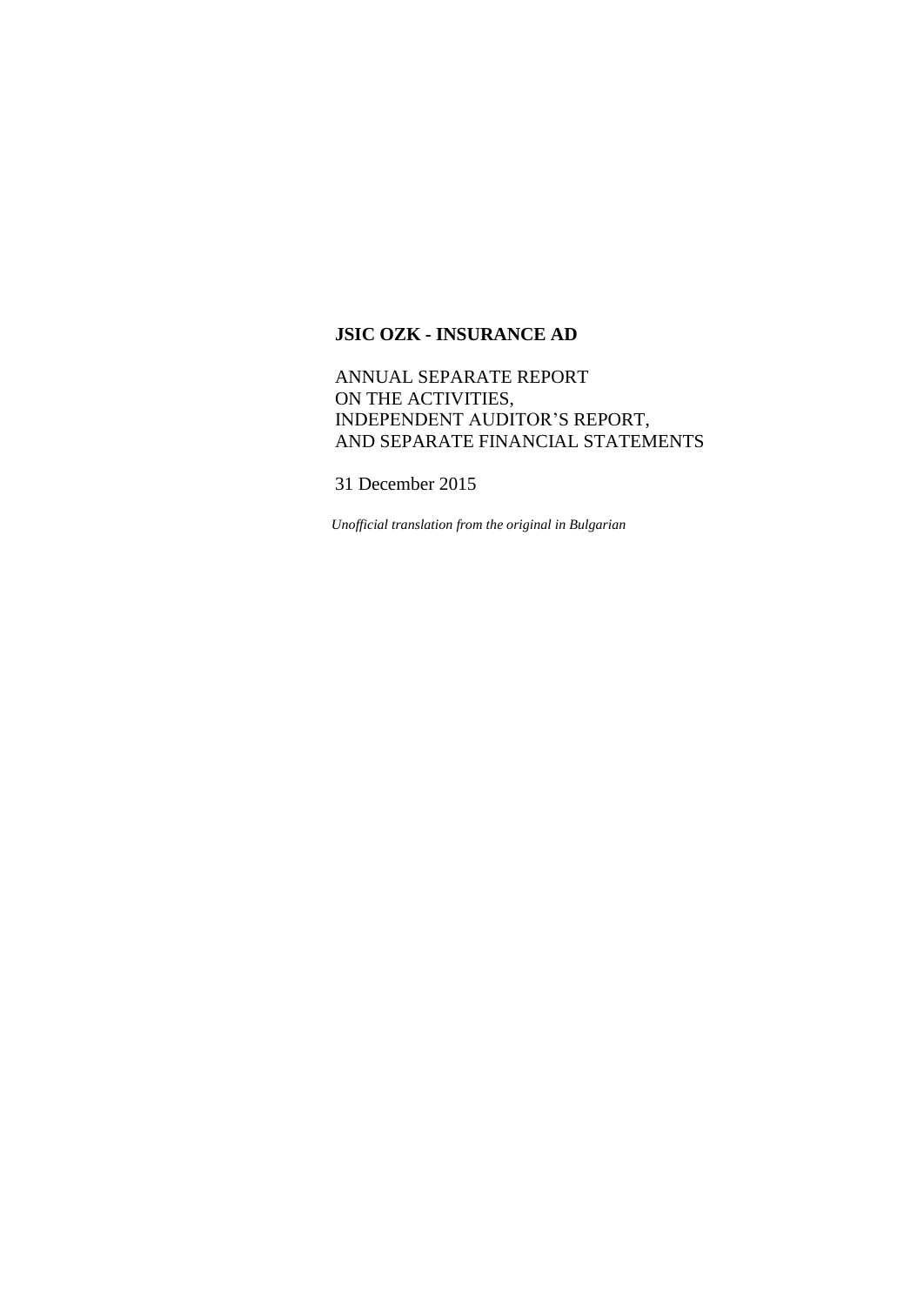# JSIC OZK - INSURANCE AD

ANNUAL SEPARATE REPORT
ON THE ACTIVITIES,
INDEPENDENT AUDITOR'S REPORT,
AND SEPARATE FINANCIAL STATEMENTS

31 December 2015

*Unofficial translation from the original in Bulgarian*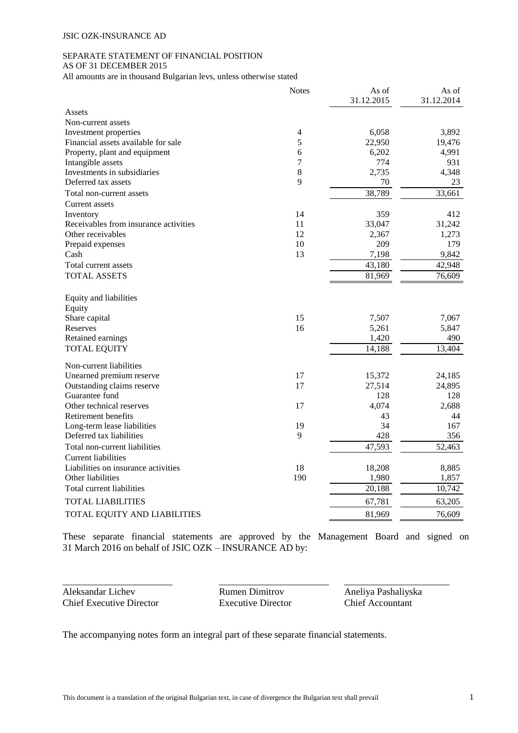JSIC OZK-INSURANCE AD

## SEPARATE STATEMENT OF FINANCIAL POSITION
## AS OF 31 DECEMBER 2015

All amounts are in thousand Bulgarian levs, unless otherwise stated

| | Notes | As of 31.12.2015 | As of 31.12.2014 |
|---|---|---|---|
| Assets | | | |
| Non-current assets | | | |
| Investment properties | 4 | 6,058 | 3,892 |
| Financial assets available for sale | 5 | 22,950 | 19,476 |
| Property, plant and equipment | 6 | 6,202 | 4,991 |
| Intangible assets | 7 | 774 | 931 |
| Investments in subsidiaries | 8 | 2,735 | 4,348 |
| Deferred tax assets | 9 | 70 | 23 |
| Total non-current assets | | 38,789 | 33,661 |
| Current assets | | | |
| Inventory | 14 | 359 | 412 |
| Receivables from insurance activities | 11 | 33,047 | 31,242 |
| Other receivables | 12 | 2,367 | 1,273 |
| Prepaid expenses | 10 | 209 | 179 |
| Cash | 13 | 7,198 | 9,842 |
| Total current assets | | 43,180 | 42,948 |
| TOTAL ASSETS | | 81,969 | 76,609 |
| | | | |
| Equity and liabilities | | | |
| Equity | | | |
| Share capital | 15 | 7,507 | 7,067 |
| Reserves | 16 | 5,261 | 5,847 |
| Retained earnings | | 1,420 | 490 |
| TOTAL EQUITY | | 14,188 | 13,404 |
| Non-current liabilities | | | |
| Unearned premium reserve | 17 | 15,372 | 24,185 |
| Outstanding claims reserve | 17 | 27,514 | 24,895 |
| Guarantee fund | | 128 | 128 |
| Other technical reserves | 17 | 4,074 | 2,688 |
| Retirement benefits | | 43 | 44 |
| Long-term lease liabilities | 19 | 34 | 167 |
| Deferred tax liabilities | 9 | 428 | 356 |
| Total non-current liabilities | | 47,593 | 52,463 |
| Current liabilities | | | |
| Liabilities on insurance activities | 18 | 18,208 | 8,885 |
| Other liabilities | 190 | 1,980 | 1,857 |
| Total current liabilities | | 20,188 | 10,742 |
| TOTAL LIABILITIES | | 67,781 | 63,205 |
| TOTAL EQUITY AND LIABILITIES | | 81,969 | 76,609 |

These separate financial statements are approved by the Management Board and signed on 31 March 2016 on behalf of JSIC OZK – INSURANCE AD by:

| | | |
|---|---|---|
| Aleksandar Lichev | Rumen Dimitrov | Aneliya Pashaliyska |
| Chief Executive Director | Executive Director | Chief Accountant |

The accompanying notes form an integral part of these separate financial statements.

This document is a translation of the original Bulgarian text, in case of divergence the Bulgarian text shall prevail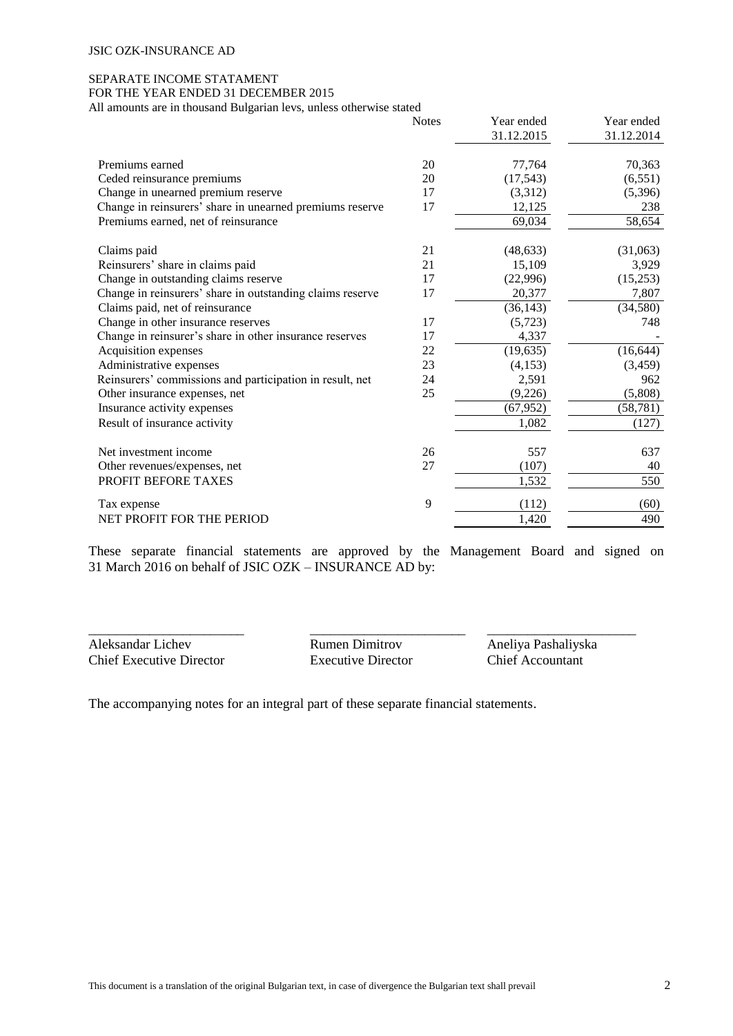JSIC OZK-INSURANCE AD

SEPARATE INCOME STATAMENT
FOR THE YEAR ENDED 31 DECEMBER 2015
All amounts are in thousand Bulgarian levs, unless otherwise stated

| | Notes | Year ended 31.12.2015 | Year ended 31.12.2014 |
|---|---|---|---|
| Premiums earned | 20 | 77,764 | 70,363 |
| Ceded reinsurance premiums | 20 | (17,543) | (6,551) |
| Change in unearned premium reserve | 17 | (3,312) | (5,396) |
| Change in reinsurers' share in unearned premiums reserve | 17 | 12,125 | 238 |
| Premiums earned, net of reinsurance | | 69,034 | 58,654 |
| Claims paid | 21 | (48,633) | (31,063) |
| Reinsurers' share in claims paid | 21 | 15,109 | 3,929 |
| Change in outstanding claims reserve | 17 | (22,996) | (15,253) |
| Change in reinsurers' share in outstanding claims reserve | 17 | 20,377 | 7,807 |
| Claims paid, net of reinsurance | | (36,143) | (34,580) |
| Change in other insurance reserves | 17 | (5,723) | 748 |
| Change in reinsurer's share in other insurance reserves | 17 | 4,337 | - |
| Acquisition expenses | 22 | (19,635) | (16,644) |
| Administrative expenses | 23 | (4,153) | (3,459) |
| Reinsurers' commissions and participation in result, net | 24 | 2,591 | 962 |
| Other insurance expenses, net | 25 | (9,226) | (5,808) |
| Insurance activity expenses | | (67,952) | (58,781) |
| Result of insurance activity | | 1,082 | (127) |
| Net investment income | 26 | 557 | 637 |
| Other revenues/expenses, net | 27 | (107) | 40 |
| PROFIT BEFORE TAXES | | 1,532 | 550 |
| Tax expense | 9 | (112) | (60) |
| NET PROFIT FOR THE PERIOD | | 1,420 | 490 |

These separate financial statements are approved by the Management Board and signed on 31 March 2016 on behalf of JSIC OZK – INSURANCE AD by:

| Aleksandar Lichev | Rumen Dimitrov | Aneliya Pashaliyska |
|---|---|---|
| Chief Executive Director | Executive Director | Chief Accountant |

The accompanying notes for an integral part of these separate financial statements.

This document is a translation of the original Bulgarian text, in case of divergence the Bulgarian text shall prevail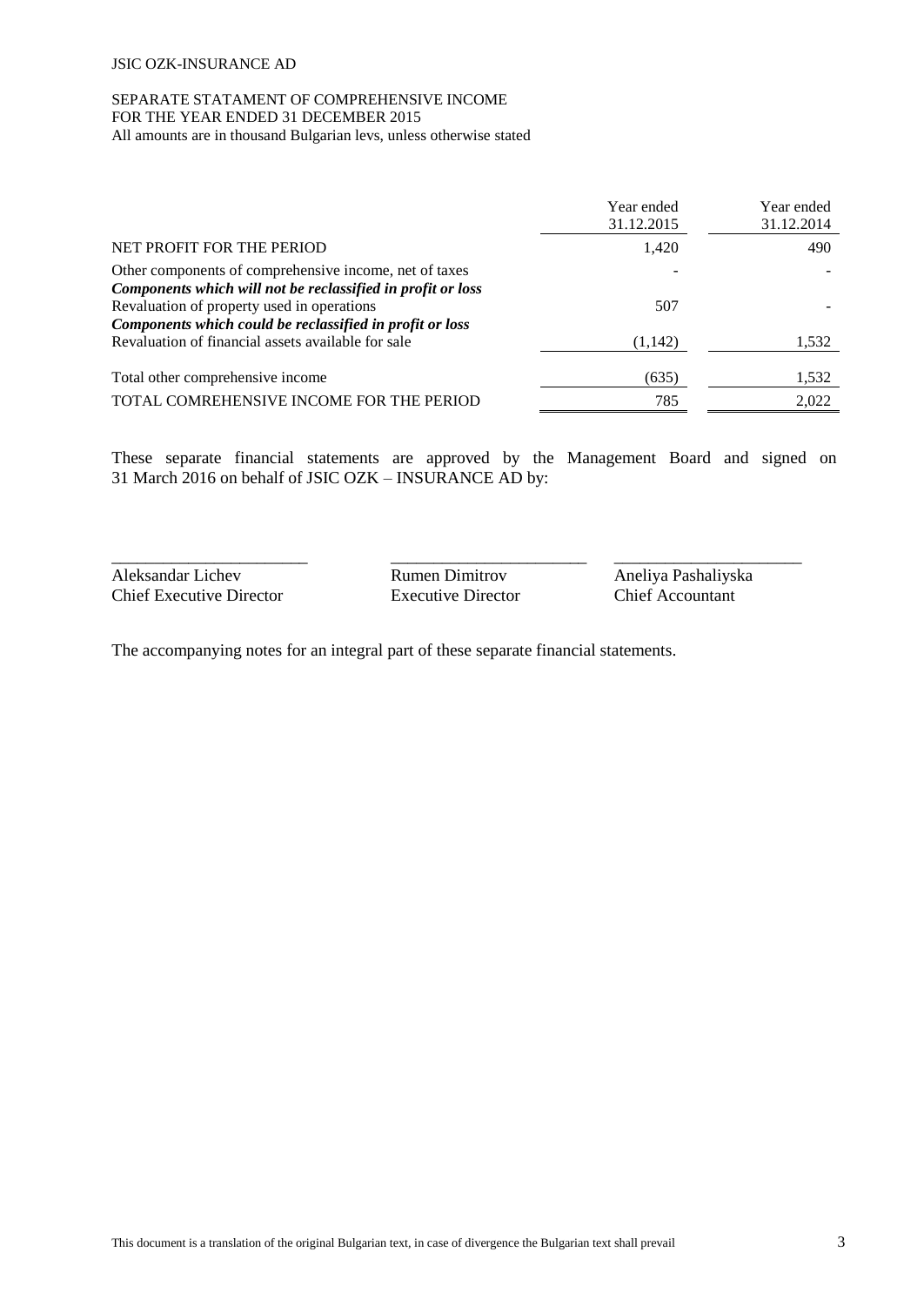JSIC OZK-INSURANCE AD

SEPARATE STATAMENT OF COMPREHENSIVE INCOME
FOR THE YEAR ENDED 31 DECEMBER 2015
All amounts are in thousand Bulgarian levs, unless otherwise stated

| | Year ended 31.12.2015 | Year ended 31.12.2014 |
|---|---|---|
| NET PROFIT FOR THE PERIOD | 1,420 | 490 |
| Other components of comprehensive income, net of taxes | - | - |
| ***Components which will not be reclassified in profit or loss*** | | |
| Revaluation of property used in operations | 507 | - |
| ***Components which could be reclassified in profit or loss*** | | |
| Revaluation of financial assets available for sale | (1,142) | 1,532 |
| Total other comprehensive income | (635) | 1,532 |
| TOTAL COMREHENSIVE INCOME FOR THE PERIOD | 785 | 2,022 |

These separate financial statements are approved by the Management Board and signed on 31 March 2016 on behalf of JSIC OZK – INSURANCE AD by:

| \_\_\_\_\_\_\_\_\_\_\_\_\_\_\_\_\_\_\_\_\_\_\_ | \_\_\_\_\_\_\_\_\_\_\_\_\_\_\_\_\_\_\_\_\_\_\_ | \_\_\_\_\_\_\_\_\_\_\_\_\_\_\_\_\_\_\_\_\_\_\_ |
|---|---|---|
| Aleksandar Lichev | Rumen Dimitrov | Aneliya Pashaliyska |
| Chief Executive Director | Executive Director | Chief Accountant |

The accompanying notes for an integral part of these separate financial statements.

This document is a translation of the original Bulgarian text, in case of divergence the Bulgarian text shall prevail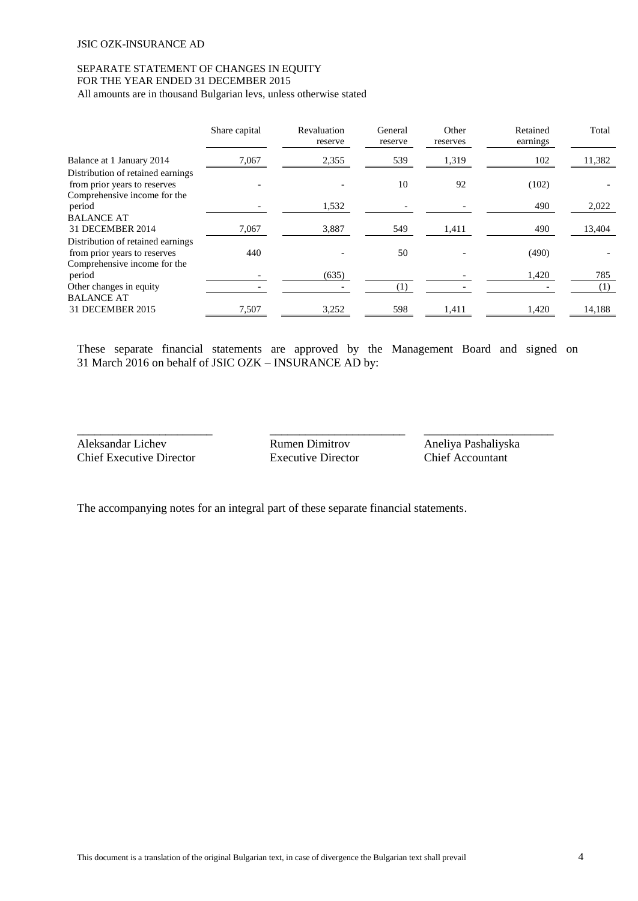JSIC OZK-INSURANCE AD

## SEPARATE STATEMENT OF CHANGES IN EQUITY
## FOR THE YEAR ENDED 31 DECEMBER 2015

All amounts are in thousand Bulgarian levs, unless otherwise stated

| | Share capital | Revaluation reserve | General reserve | Other reserves | Retained earnings | Total |
|---|---|---|---|---|---|---|
| Balance at 1 January 2014 | 7,067 | 2,355 | 539 | 1,319 | 102 | 11,382 |
| Distribution of retained earnings from prior years to reserves | - | - | 10 | 92 | (102) | - |
| Comprehensive income for the period | - | 1,532 | - | - | 490 | 2,022 |
| BALANCE AT 31 DECEMBER 2014 | 7,067 | 3,887 | 549 | 1,411 | 490 | 13,404 |
| Distribution of retained earnings from prior years to reserves | 440 | - | 50 | - | (490) | - |
| Comprehensive income for the period | - | (635) | | - | 1,420 | 785 |
| Other changes in equity | - | - | (1) | - | - | (1) |
| BALANCE AT 31 DECEMBER 2015 | 7,507 | 3,252 | 598 | 1,411 | 1,420 | 14,188 |

These separate financial statements are approved by the Management Board and signed on 31 March 2016 on behalf of JSIC OZK – INSURANCE AD by:

| _______________________ | _______________________ | _______________________ |
|---|---|---|
| Aleksandar Lichev | Rumen Dimitrov | Aneliya Pashaliyska |
| Chief Executive Director | Executive Director | Chief Accountant |

The accompanying notes for an integral part of these separate financial statements.

This document is a translation of the original Bulgarian text, in case of divergence the Bulgarian text shall prevail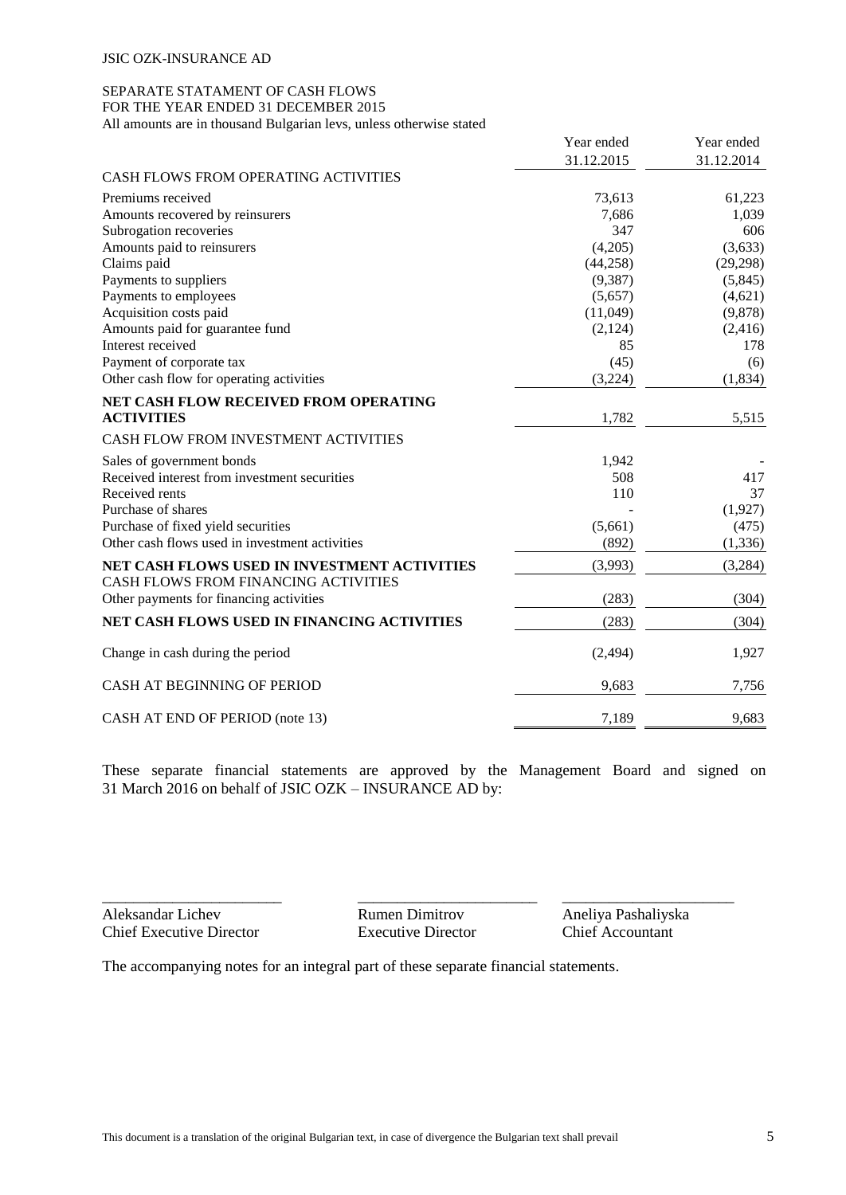JSIC OZK-INSURANCE AD

SEPARATE STATAMENT OF CASH FLOWS
FOR THE YEAR ENDED 31 DECEMBER 2015
All amounts are in thousand Bulgarian levs, unless otherwise stated

| | Year ended 31.12.2015 | Year ended 31.12.2014 |
|---|---|---|
| CASH FLOWS FROM OPERATING ACTIVITIES | | |
| Premiums received | 73,613 | 61,223 |
| Amounts recovered by reinsurers | 7,686 | 1,039 |
| Subrogation recoveries | 347 | 606 |
| Amounts paid to reinsurers | (4,205) | (3,633) |
| Claims paid | (44,258) | (29,298) |
| Payments to suppliers | (9,387) | (5,845) |
| Payments to employees | (5,657) | (4,621) |
| Acquisition costs paid | (11,049) | (9,878) |
| Amounts paid for guarantee fund | (2,124) | (2,416) |
| Interest received | 85 | 178 |
| Payment of corporate tax | (45) | (6) |
| Other cash flow for operating activities | (3,224) | (1,834) |
| **NET CASH FLOW RECEIVED FROM OPERATING ACTIVITIES** | 1,782 | 5,515 |
| CASH FLOW FROM INVESTMENT ACTIVITIES | | |
| Sales of government bonds | 1,942 | - |
| Received interest from investment securities | 508 | 417 |
| Received rents | 110 | 37 |
| Purchase of shares | - | (1,927) |
| Purchase of fixed yield securities | (5,661) | (475) |
| Other cash flows used in investment activities | (892) | (1,336) |
| **NET CASH FLOWS USED IN INVESTMENT ACTIVITIES** | (3,993) | (3,284) |
| CASH FLOWS FROM FINANCING ACTIVITIES | | |
| Other payments for financing activities | (283) | (304) |
| **NET CASH FLOWS USED IN FINANCING ACTIVITIES** | (283) | (304) |
| Change in cash during the period | (2,494) | 1,927 |
| CASH AT BEGINNING OF PERIOD | 9,683 | 7,756 |
| CASH AT END OF PERIOD (note 13) | 7,189 | 9,683 |

These separate financial statements are approved by the Management Board and signed on 31 March 2016 on behalf of JSIC OZK – INSURANCE AD by:

| Aleksandar Lichev | Rumen Dimitrov | Aneliya Pashaliyska |
|---|---|---|
| Chief Executive Director | Executive Director | Chief Accountant |

The accompanying notes for an integral part of these separate financial statements.

This document is a translation of the original Bulgarian text, in case of divergence the Bulgarian text shall prevail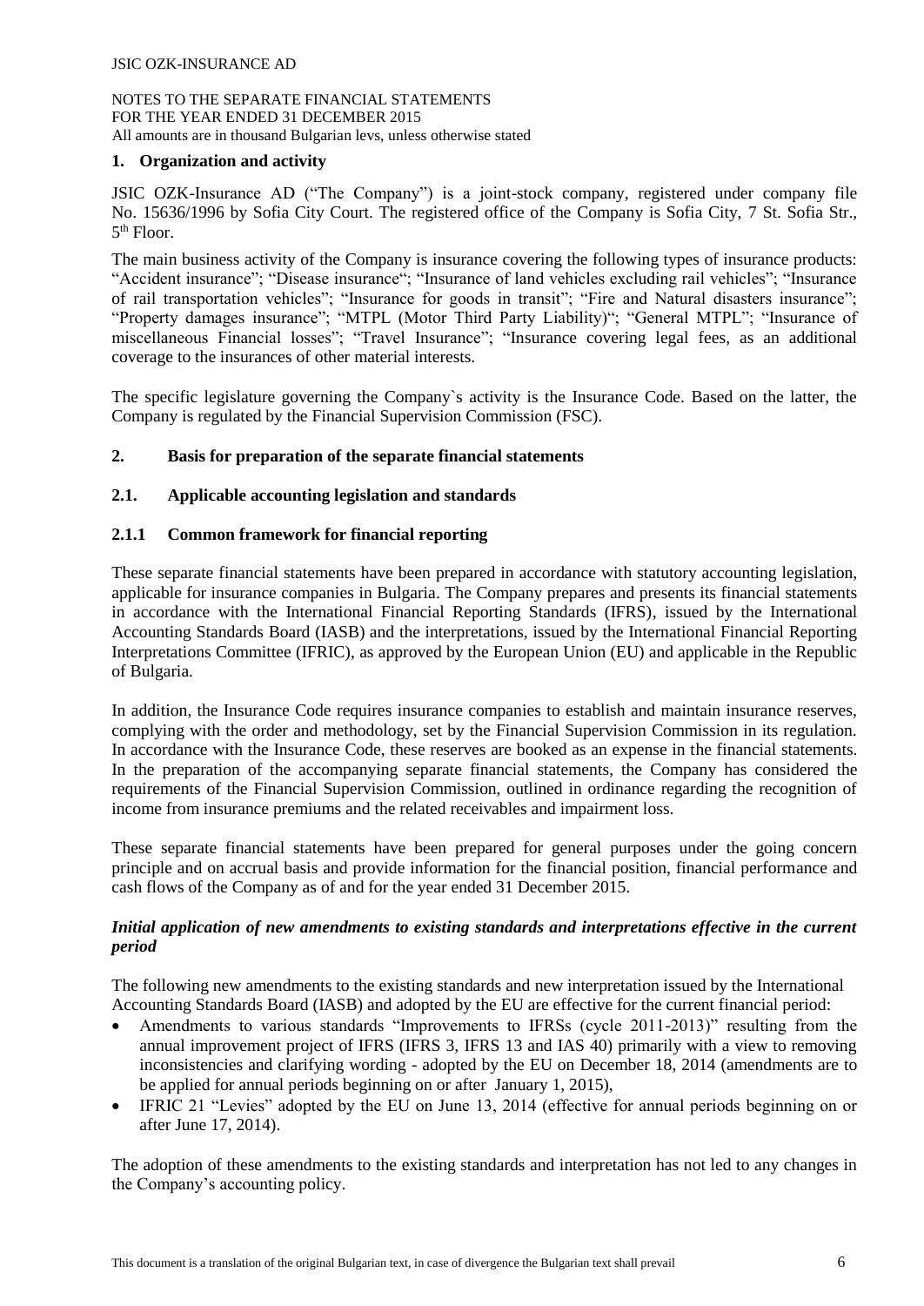## 1. Organization and activity

JSIC OZK-Insurance AD ("The Company") is a joint-stock company, registered under company file No. 15636/1996 by Sofia City Court. The registered office of the Company is Sofia City, 7 St. Sofia Str., 5th Floor.

The main business activity of the Company is insurance covering the following types of insurance products: "Accident insurance"; "Disease insurance"; "Insurance of land vehicles excluding rail vehicles"; "Insurance of rail transportation vehicles"; "Insurance for goods in transit"; "Fire and Natural disasters insurance"; "Property damages insurance"; "MTPL (Motor Third Party Liability)"; "General MTPL"; "Insurance of miscellaneous Financial losses"; "Travel Insurance"; "Insurance covering legal fees, as an additional coverage to the insurances of other material interests.

The specific legislature governing the Company`s activity is the Insurance Code. Based on the latter, the Company is regulated by the Financial Supervision Commission (FSC).

## 2. Basis for preparation of the separate financial statements

### 2.1. Applicable accounting legislation and standards

#### 2.1.1 Common framework for financial reporting

These separate financial statements have been prepared in accordance with statutory accounting legislation, applicable for insurance companies in Bulgaria. The Company prepares and presents its financial statements in accordance with the International Financial Reporting Standards (IFRS), issued by the International Accounting Standards Board (IASB) and the interpretations, issued by the International Financial Reporting Interpretations Committee (IFRIC), as approved by the European Union (EU) and applicable in the Republic of Bulgaria.

In addition, the Insurance Code requires insurance companies to establish and maintain insurance reserves, complying with the order and methodology, set by the Financial Supervision Commission in its regulation. In accordance with the Insurance Code, these reserves are booked as an expense in the financial statements. In the preparation of the accompanying separate financial statements, the Company has considered the requirements of the Financial Supervision Commission, outlined in ordinance regarding the recognition of income from insurance premiums and the related receivables and impairment loss.

These separate financial statements have been prepared for general purposes under the going concern principle and on accrual basis and provide information for the financial position, financial performance and cash flows of the Company as of and for the year ended 31 December 2015.

***Initial application of new amendments to existing standards and interpretations effective in the current period***

The following new amendments to the existing standards and new interpretation issued by the International Accounting Standards Board (IASB) and adopted by the EU are effective for the current financial period:

- Amendments to various standards "Improvements to IFRSs (cycle 2011-2013)" resulting from the annual improvement project of IFRS (IFRS 3, IFRS 13 and IAS 40) primarily with a view to removing inconsistencies and clarifying wording - adopted by the EU on December 18, 2014 (amendments are to be applied for annual periods beginning on or after January 1, 2015),
- IFRIC 21 "Levies" adopted by the EU on June 13, 2014 (effective for annual periods beginning on or after June 17, 2014).

The adoption of these amendments to the existing standards and interpretation has not led to any changes in the Company's accounting policy.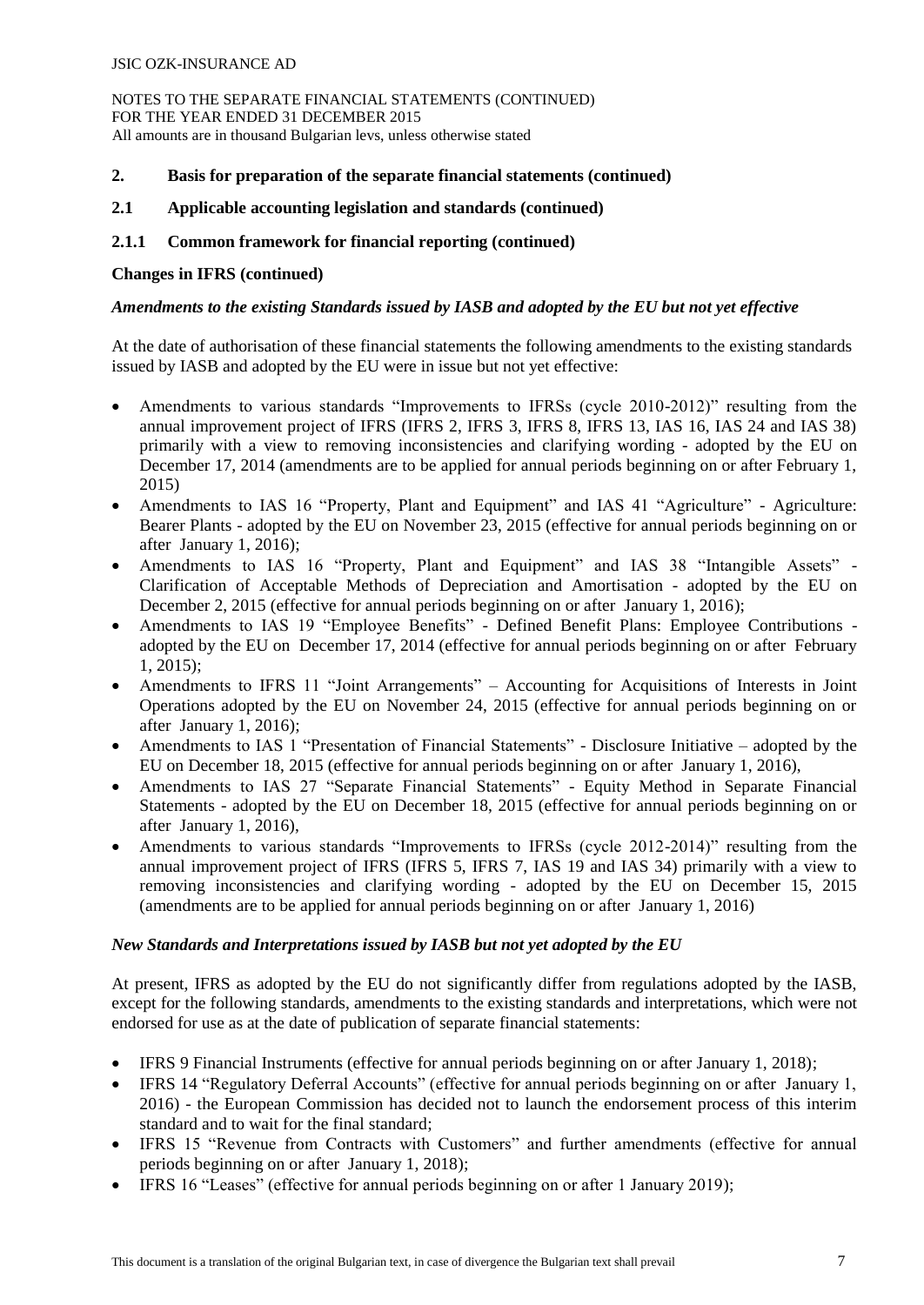## 2. Basis for preparation of the separate financial statements (continued)

### 2.1 Applicable accounting legislation and standards (continued)

#### 2.1.1 Common framework for financial reporting (continued)

**Changes in IFRS (continued)**

***Amendments to the existing Standards issued by IASB and adopted by the EU but not yet effective***

At the date of authorisation of these financial statements the following amendments to the existing standards issued by IASB and adopted by the EU were in issue but not yet effective:

- Amendments to various standards "Improvements to IFRSs (cycle 2010-2012)" resulting from the annual improvement project of IFRS (IFRS 2, IFRS 3, IFRS 8, IFRS 13, IAS 16, IAS 24 and IAS 38) primarily with a view to removing inconsistencies and clarifying wording - adopted by the EU on December 17, 2014 (amendments are to be applied for annual periods beginning on or after February 1, 2015)
- Amendments to IAS 16 "Property, Plant and Equipment" and IAS 41 "Agriculture" - Agriculture: Bearer Plants - adopted by the EU on November 23, 2015 (effective for annual periods beginning on or after January 1, 2016);
- Amendments to IAS 16 "Property, Plant and Equipment" and IAS 38 "Intangible Assets" - Clarification of Acceptable Methods of Depreciation and Amortisation - adopted by the EU on December 2, 2015 (effective for annual periods beginning on or after January 1, 2016);
- Amendments to IAS 19 "Employee Benefits" - Defined Benefit Plans: Employee Contributions - adopted by the EU on December 17, 2014 (effective for annual periods beginning on or after February 1, 2015);
- Amendments to IFRS 11 "Joint Arrangements" – Accounting for Acquisitions of Interests in Joint Operations adopted by the EU on November 24, 2015 (effective for annual periods beginning on or after January 1, 2016);
- Amendments to IAS 1 "Presentation of Financial Statements" - Disclosure Initiative – adopted by the EU on December 18, 2015 (effective for annual periods beginning on or after January 1, 2016),
- Amendments to IAS 27 "Separate Financial Statements" - Equity Method in Separate Financial Statements - adopted by the EU on December 18, 2015 (effective for annual periods beginning on or after January 1, 2016),
- Amendments to various standards "Improvements to IFRSs (cycle 2012-2014)" resulting from the annual improvement project of IFRS (IFRS 5, IFRS 7, IAS 19 and IAS 34) primarily with a view to removing inconsistencies and clarifying wording - adopted by the EU on December 15, 2015 (amendments are to be applied for annual periods beginning on or after January 1, 2016)

***New Standards and Interpretations issued by IASB but not yet adopted by the EU***

At present, IFRS as adopted by the EU do not significantly differ from regulations adopted by the IASB, except for the following standards, amendments to the existing standards and interpretations, which were not endorsed for use as at the date of publication of separate financial statements:

- IFRS 9 Financial Instruments (effective for annual periods beginning on or after January 1, 2018);
- IFRS 14 "Regulatory Deferral Accounts" (effective for annual periods beginning on or after January 1, 2016) - the European Commission has decided not to launch the endorsement process of this interim standard and to wait for the final standard;
- IFRS 15 "Revenue from Contracts with Customers" and further amendments (effective for annual periods beginning on or after January 1, 2018);
- IFRS 16 "Leases" (effective for annual periods beginning on or after 1 January 2019);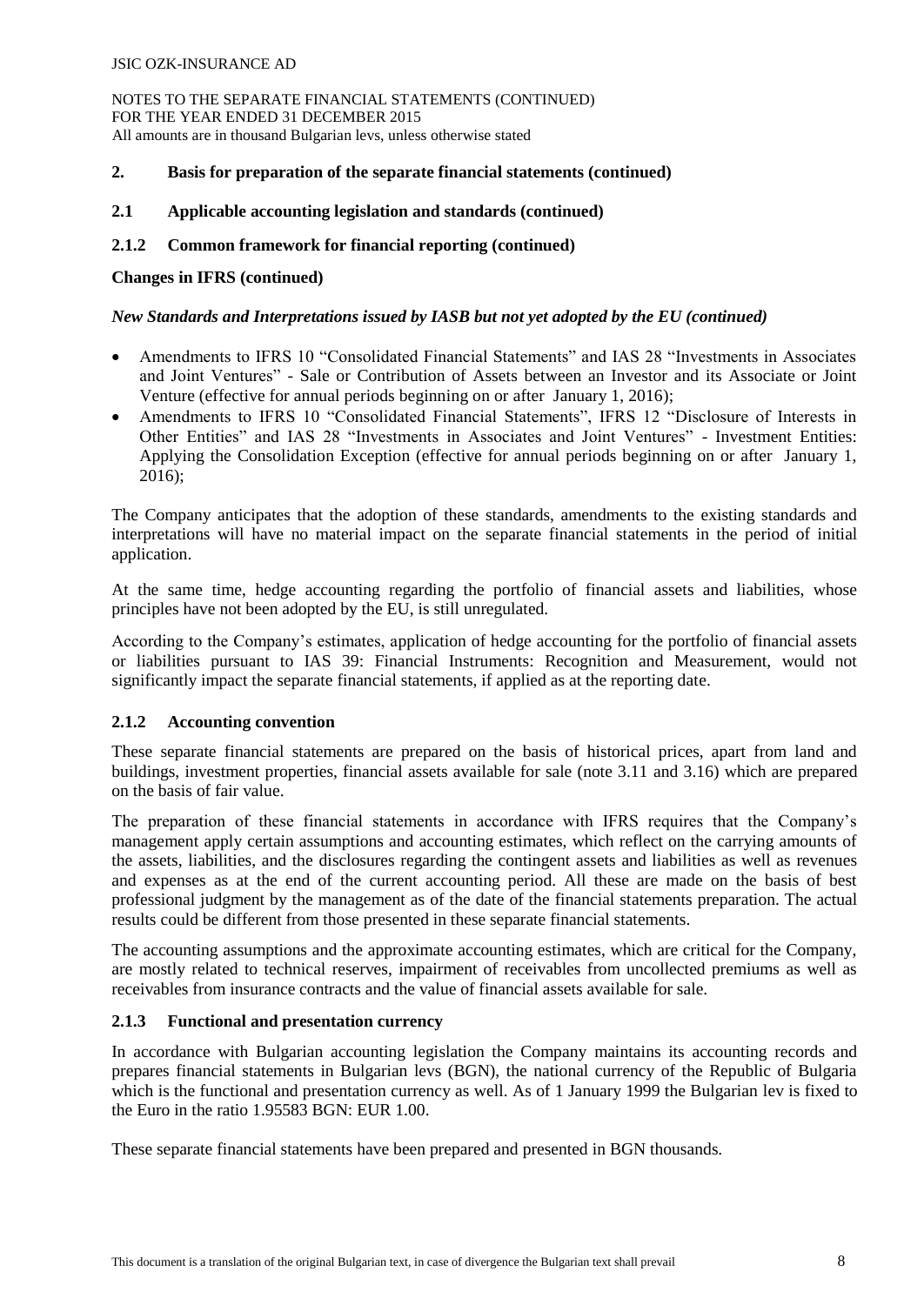## 2. Basis for preparation of the separate financial statements (continued)

### 2.1 Applicable accounting legislation and standards (continued)

### 2.1.2 Common framework for financial reporting (continued)

**Changes in IFRS (continued)**

***New Standards and Interpretations issued by IASB but not yet adopted by the EU (continued)***

- Amendments to IFRS 10 "Consolidated Financial Statements" and IAS 28 "Investments in Associates and Joint Ventures" - Sale or Contribution of Assets between an Investor and its Associate or Joint Venture (effective for annual periods beginning on or after January 1, 2016);
- Amendments to IFRS 10 "Consolidated Financial Statements", IFRS 12 "Disclosure of Interests in Other Entities" and IAS 28 "Investments in Associates and Joint Ventures" - Investment Entities: Applying the Consolidation Exception (effective for annual periods beginning on or after January 1, 2016);

The Company anticipates that the adoption of these standards, amendments to the existing standards and interpretations will have no material impact on the separate financial statements in the period of initial application.

At the same time, hedge accounting regarding the portfolio of financial assets and liabilities, whose principles have not been adopted by the EU, is still unregulated.

According to the Company's estimates, application of hedge accounting for the portfolio of financial assets or liabilities pursuant to IAS 39: Financial Instruments: Recognition and Measurement, would not significantly impact the separate financial statements, if applied as at the reporting date.

### 2.1.2 Accounting convention

These separate financial statements are prepared on the basis of historical prices, apart from land and buildings, investment properties, financial assets available for sale (note 3.11 and 3.16) which are prepared on the basis of fair value.

The preparation of these financial statements in accordance with IFRS requires that the Company's management apply certain assumptions and accounting estimates, which reflect on the carrying amounts of the assets, liabilities, and the disclosures regarding the contingent assets and liabilities as well as revenues and expenses as at the end of the current accounting period. All these are made on the basis of best professional judgment by the management as of the date of the financial statements preparation. The actual results could be different from those presented in these separate financial statements.

The accounting assumptions and the approximate accounting estimates, which are critical for the Company, are mostly related to technical reserves, impairment of receivables from uncollected premiums as well as receivables from insurance contracts and the value of financial assets available for sale.

### 2.1.3 Functional and presentation currency

In accordance with Bulgarian accounting legislation the Company maintains its accounting records and prepares financial statements in Bulgarian levs (BGN), the national currency of the Republic of Bulgaria which is the functional and presentation currency as well. As of 1 January 1999 the Bulgarian lev is fixed to the Euro in the ratio 1.95583 BGN: EUR 1.00.

These separate financial statements have been prepared and presented in BGN thousands.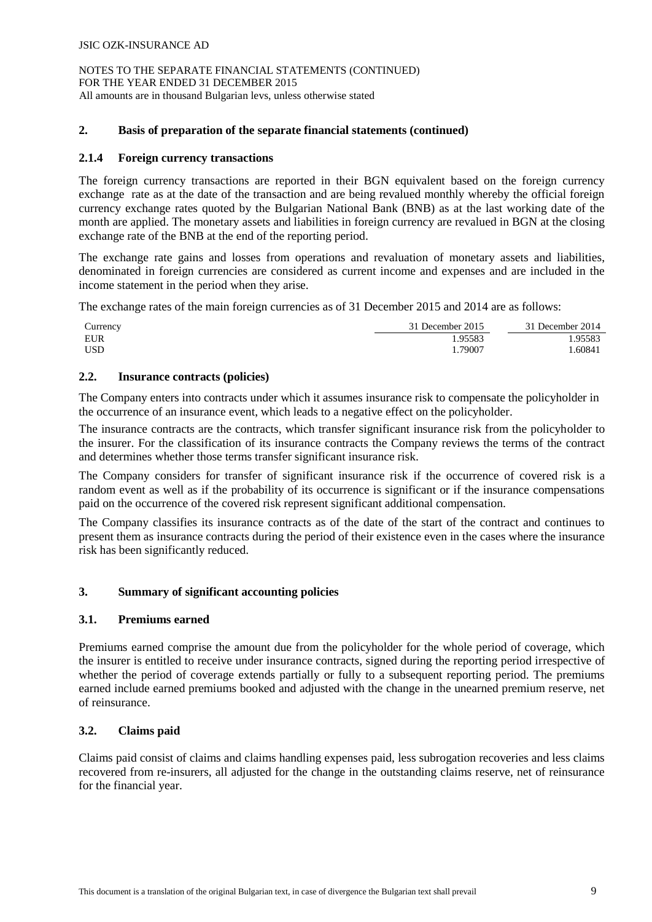## 2. Basis of preparation of the separate financial statements (continued)

### 2.1.4 Foreign currency transactions

The foreign currency transactions are reported in their BGN equivalent based on the foreign currency exchange rate as at the date of the transaction and are being revalued monthly whereby the official foreign currency exchange rates quoted by the Bulgarian National Bank (BNB) as at the last working date of the month are applied. The monetary assets and liabilities in foreign currency are revalued in BGN at the closing exchange rate of the BNB at the end of the reporting period.

The exchange rate gains and losses from operations and revaluation of monetary assets and liabilities, denominated in foreign currencies are considered as current income and expenses and are included in the income statement in the period when they arise.

The exchange rates of the main foreign currencies as of 31 December 2015 and 2014 are as follows:

| Currency | 31 December 2015 | 31 December 2014 |
|---|---|---|
| EUR | 1.95583 | 1.95583 |
| USD | 1.79007 | 1.60841 |

### 2.2. Insurance contracts (policies)

The Company enters into contracts under which it assumes insurance risk to compensate the policyholder in the occurrence of an insurance event, which leads to a negative effect on the policyholder.

The insurance contracts are the contracts, which transfer significant insurance risk from the policyholder to the insurer. For the classification of its insurance contracts the Company reviews the terms of the contract and determines whether those terms transfer significant insurance risk.

The Company considers for transfer of significant insurance risk if the occurrence of covered risk is a random event as well as if the probability of its occurrence is significant or if the insurance compensations paid on the occurrence of the covered risk represent significant additional compensation.

The Company classifies its insurance contracts as of the date of the start of the contract and continues to present them as insurance contracts during the period of their existence even in the cases where the insurance risk has been significantly reduced.

## 3. Summary of significant accounting policies

### 3.1. Premiums earned

Premiums earned comprise the amount due from the policyholder for the whole period of coverage, which the insurer is entitled to receive under insurance contracts, signed during the reporting period irrespective of whether the period of coverage extends partially or fully to a subsequent reporting period. The premiums earned include earned premiums booked and adjusted with the change in the unearned premium reserve, net of reinsurance.

### 3.2. Claims paid

Claims paid consist of claims and claims handling expenses paid, less subrogation recoveries and less claims recovered from re-insurers, all adjusted for the change in the outstanding claims reserve, net of reinsurance for the financial year.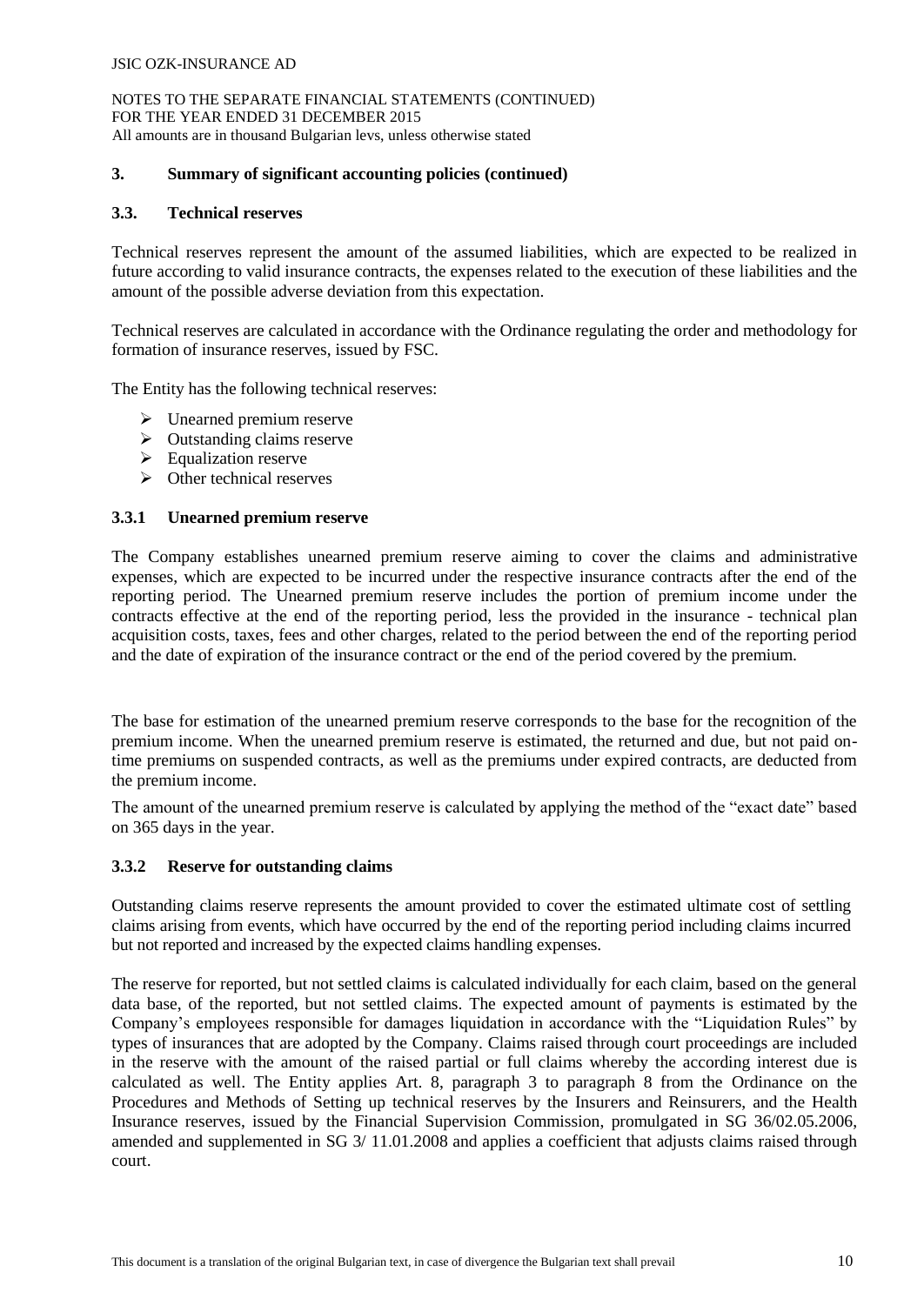## 3. Summary of significant accounting policies (continued)

### 3.3. Technical reserves

Technical reserves represent the amount of the assumed liabilities, which are expected to be realized in future according to valid insurance contracts, the expenses related to the execution of these liabilities and the amount of the possible adverse deviation from this expectation.

Technical reserves are calculated in accordance with the Ordinance regulating the order and methodology for formation of insurance reserves, issued by FSC.

The Entity has the following technical reserves:

- Unearned premium reserve
- Outstanding claims reserve
- Equalization reserve
- Other technical reserves

### 3.3.1 Unearned premium reserve

The Company establishes unearned premium reserve aiming to cover the claims and administrative expenses, which are expected to be incurred under the respective insurance contracts after the end of the reporting period. The Unearned premium reserve includes the portion of premium income under the contracts effective at the end of the reporting period, less the provided in the insurance - technical plan acquisition costs, taxes, fees and other charges, related to the period between the end of the reporting period and the date of expiration of the insurance contract or the end of the period covered by the premium.

The base for estimation of the unearned premium reserve corresponds to the base for the recognition of the premium income. When the unearned premium reserve is estimated, the returned and due, but not paid on-time premiums on suspended contracts, as well as the premiums under expired contracts, are deducted from the premium income.

The amount of the unearned premium reserve is calculated by applying the method of the "exact date" based on 365 days in the year.

### 3.3.2 Reserve for outstanding claims

Outstanding claims reserve represents the amount provided to cover the estimated ultimate cost of settling claims arising from events, which have occurred by the end of the reporting period including claims incurred but not reported and increased by the expected claims handling expenses.

The reserve for reported, but not settled claims is calculated individually for each claim, based on the general data base, of the reported, but not settled claims. The expected amount of payments is estimated by the Company's employees responsible for damages liquidation in accordance with the "Liquidation Rules" by types of insurances that are adopted by the Company. Claims raised through court proceedings are included in the reserve with the amount of the raised partial or full claims whereby the according interest due is calculated as well. The Entity applies Art. 8, paragraph 3 to paragraph 8 from the Ordinance on the Procedures and Methods of Setting up technical reserves by the Insurers and Reinsurers, and the Health Insurance reserves, issued by the Financial Supervision Commission, promulgated in SG 36/02.05.2006, amended and supplemented in SG 3/ 11.01.2008 and applies a coefficient that adjusts claims raised through court.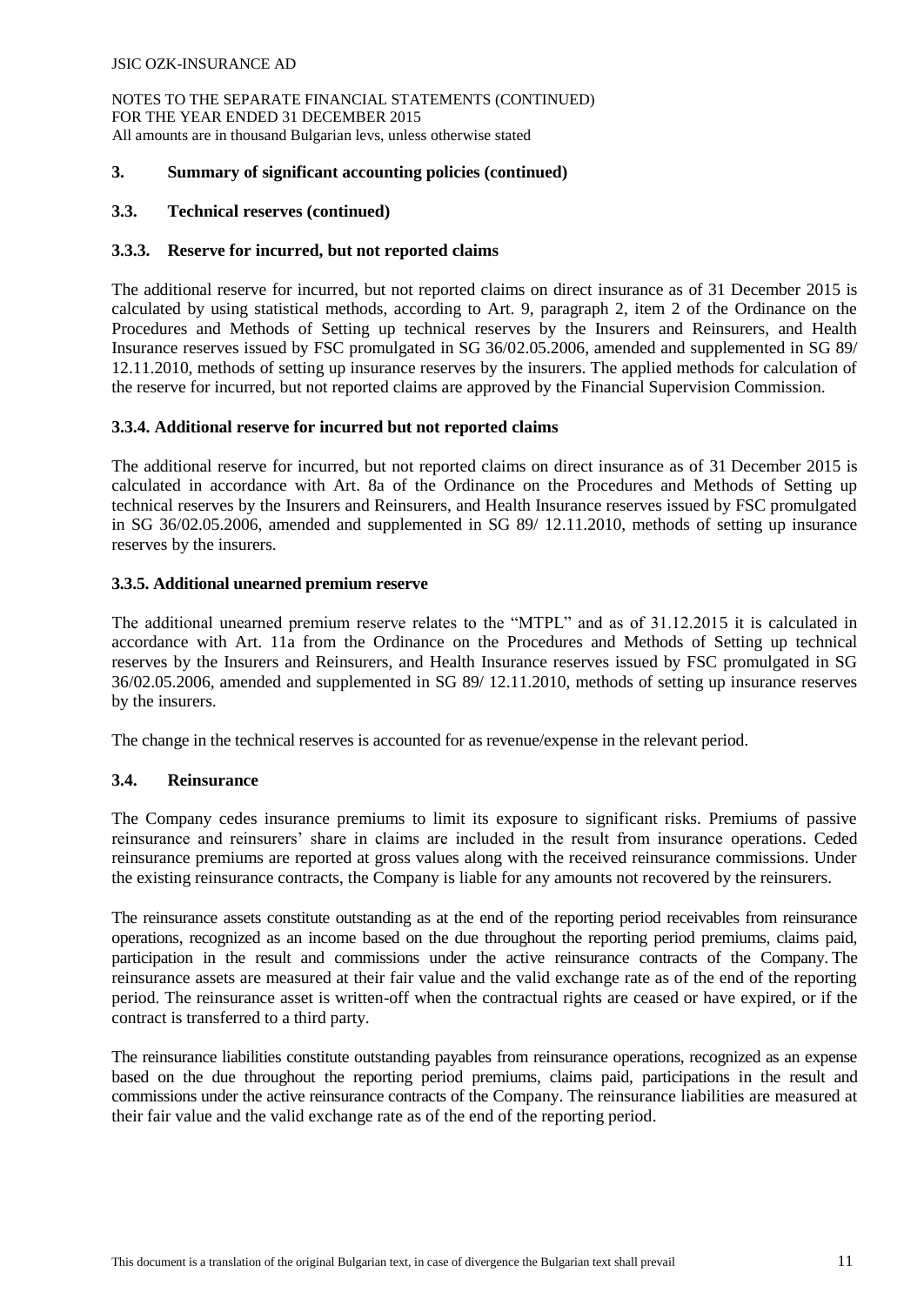## 3. Summary of significant accounting policies (continued)

### 3.3. Technical reserves (continued)

#### 3.3.3. Reserve for incurred, but not reported claims

The additional reserve for incurred, but not reported claims on direct insurance as of 31 December 2015 is calculated by using statistical methods, according to Art. 9, paragraph 2, item 2 of the Ordinance on the Procedures and Methods of Setting up technical reserves by the Insurers and Reinsurers, and Health Insurance reserves issued by FSC promulgated in SG 36/02.05.2006, amended and supplemented in SG 89/ 12.11.2010, methods of setting up insurance reserves by the insurers. The applied methods for calculation of the reserve for incurred, but not reported claims are approved by the Financial Supervision Commission.

#### 3.3.4. Additional reserve for incurred but not reported claims

The additional reserve for incurred, but not reported claims on direct insurance as of 31 December 2015 is calculated in accordance with Art. 8a of the Ordinance on the Procedures and Methods of Setting up technical reserves by the Insurers and Reinsurers, and Health Insurance reserves issued by FSC promulgated in SG 36/02.05.2006, amended and supplemented in SG 89/ 12.11.2010, methods of setting up insurance reserves by the insurers.

#### 3.3.5. Additional unearned premium reserve

The additional unearned premium reserve relates to the "MTPL" and as of 31.12.2015 it is calculated in accordance with Art. 11a from the Ordinance on the Procedures and Methods of Setting up technical reserves by the Insurers and Reinsurers, and Health Insurance reserves issued by FSC promulgated in SG 36/02.05.2006, amended and supplemented in SG 89/ 12.11.2010, methods of setting up insurance reserves by the insurers.

The change in the technical reserves is accounted for as revenue/expense in the relevant period.

### 3.4. Reinsurance

The Company cedes insurance premiums to limit its exposure to significant risks. Premiums of passive reinsurance and reinsurers' share in claims are included in the result from insurance operations. Ceded reinsurance premiums are reported at gross values along with the received reinsurance commissions. Under the existing reinsurance contracts, the Company is liable for any amounts not recovered by the reinsurers.

The reinsurance assets constitute outstanding as at the end of the reporting period receivables from reinsurance operations, recognized as an income based on the due throughout the reporting period premiums, claims paid, participation in the result and commissions under the active reinsurance contracts of the Company. The reinsurance assets are measured at their fair value and the valid exchange rate as of the end of the reporting period. The reinsurance asset is written-off when the contractual rights are ceased or have expired, or if the contract is transferred to a third party.

The reinsurance liabilities constitute outstanding payables from reinsurance operations, recognized as an expense based on the due throughout the reporting period premiums, claims paid, participations in the result and commissions under the active reinsurance contracts of the Company. The reinsurance liabilities are measured at their fair value and the valid exchange rate as of the end of the reporting period.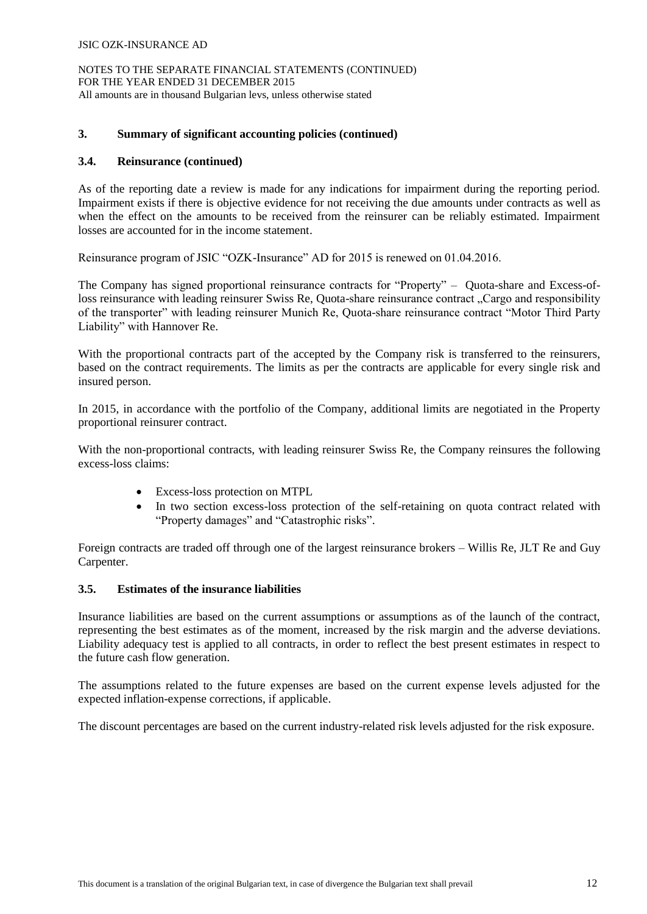## 3. Summary of significant accounting policies (continued)

### 3.4. Reinsurance (continued)

As of the reporting date a review is made for any indications for impairment during the reporting period. Impairment exists if there is objective evidence for not receiving the due amounts under contracts as well as when the effect on the amounts to be received from the reinsurer can be reliably estimated. Impairment losses are accounted for in the income statement.

Reinsurance program of JSIC "OZK-Insurance" AD for 2015 is renewed on 01.04.2016.

The Company has signed proportional reinsurance contracts for "Property" – Quota-share and Excess-of-loss reinsurance with leading reinsurer Swiss Re, Quota-share reinsurance contract „Cargo and responsibility of the transporter" with leading reinsurer Munich Re, Quota-share reinsurance contract "Motor Third Party Liability" with Hannover Re.

With the proportional contracts part of the accepted by the Company risk is transferred to the reinsurers, based on the contract requirements. The limits as per the contracts are applicable for every single risk and insured person.

In 2015, in accordance with the portfolio of the Company, additional limits are negotiated in the Property proportional reinsurer contract.

With the non-proportional contracts, with leading reinsurer Swiss Re, the Company reinsures the following excess-loss claims:

- Excess-loss protection on MTPL
- In two section excess-loss protection of the self-retaining on quota contract related with "Property damages" and "Catastrophic risks".

Foreign contracts are traded off through one of the largest reinsurance brokers – Willis Re, JLT Re and Guy Carpenter.

### 3.5. Estimates of the insurance liabilities

Insurance liabilities are based on the current assumptions or assumptions as of the launch of the contract, representing the best estimates as of the moment, increased by the risk margin and the adverse deviations. Liability adequacy test is applied to all contracts, in order to reflect the best present estimates in respect to the future cash flow generation.

The assumptions related to the future expenses are based on the current expense levels adjusted for the expected inflation-expense corrections, if applicable.

The discount percentages are based on the current industry-related risk levels adjusted for the risk exposure.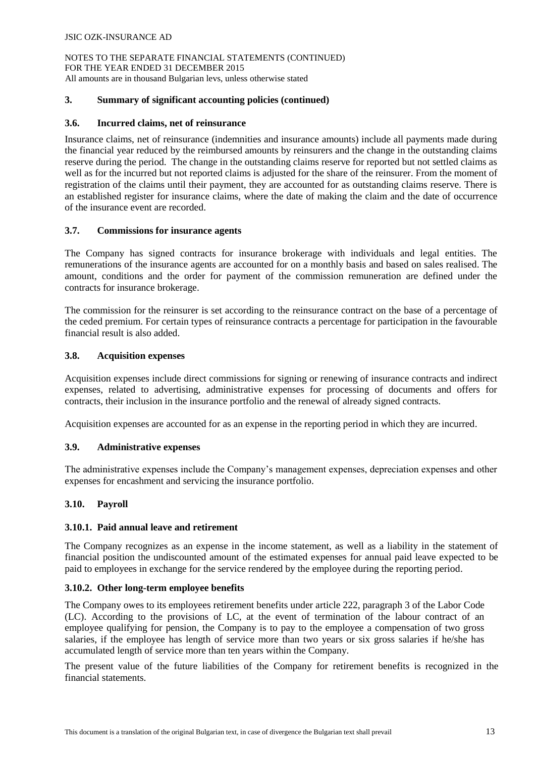## 3. Summary of significant accounting policies (continued)

### 3.6. Incurred claims, net of reinsurance

Insurance claims, net of reinsurance (indemnities and insurance amounts) include all payments made during the financial year reduced by the reimbursed amounts by reinsurers and the change in the outstanding claims reserve during the period. The change in the outstanding claims reserve for reported but not settled claims as well as for the incurred but not reported claims is adjusted for the share of the reinsurer. From the moment of registration of the claims until their payment, they are accounted for as outstanding claims reserve. There is an established register for insurance claims, where the date of making the claim and the date of occurrence of the insurance event are recorded.

### 3.7. Commissions for insurance agents

The Company has signed contracts for insurance brokerage with individuals and legal entities. The remunerations of the insurance agents are accounted for on a monthly basis and based on sales realised. The amount, conditions and the order for payment of the commission remuneration are defined under the contracts for insurance brokerage.

The commission for the reinsurer is set according to the reinsurance contract on the base of a percentage of the ceded premium. For certain types of reinsurance contracts a percentage for participation in the favourable financial result is also added.

### 3.8. Acquisition expenses

Acquisition expenses include direct commissions for signing or renewing of insurance contracts and indirect expenses, related to advertising, administrative expenses for processing of documents and offers for contracts, their inclusion in the insurance portfolio and the renewal of already signed contracts.

Acquisition expenses are accounted for as an expense in the reporting period in which they are incurred.

### 3.9. Administrative expenses

The administrative expenses include the Company's management expenses, depreciation expenses and other expenses for encashment and servicing the insurance portfolio.

### 3.10. Payroll

#### 3.10.1. Paid annual leave and retirement

The Company recognizes as an expense in the income statement, as well as a liability in the statement of financial position the undiscounted amount of the estimated expenses for annual paid leave expected to be paid to employees in exchange for the service rendered by the employee during the reporting period.

#### 3.10.2. Other long-term employee benefits

The Company owes to its employees retirement benefits under article 222, paragraph 3 of the Labor Code (LC). According to the provisions of LC, at the event of termination of the labour contract of an employee qualifying for pension, the Company is to pay to the employee a compensation of two gross salaries, if the employee has length of service more than two years or six gross salaries if he/she has accumulated length of service more than ten years within the Company.

The present value of the future liabilities of the Company for retirement benefits is recognized in the financial statements.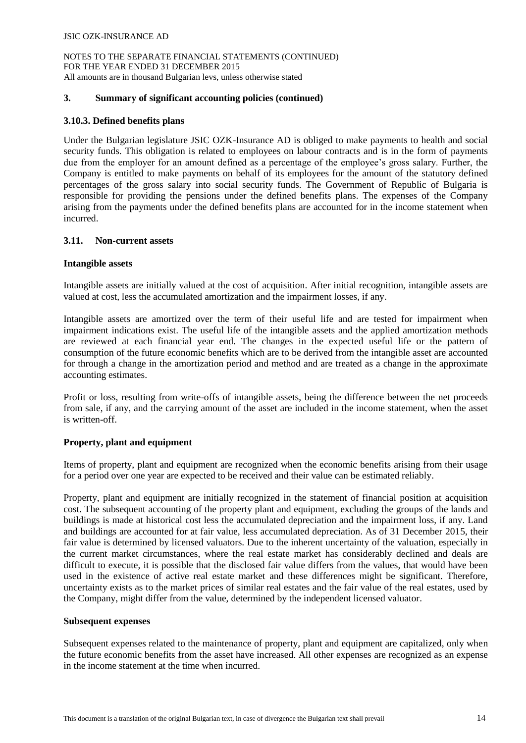## 3. Summary of significant accounting policies (continued)

### 3.10.3. Defined benefits plans

Under the Bulgarian legislature JSIC OZK-Insurance AD is obliged to make payments to health and social security funds. This obligation is related to employees on labour contracts and is in the form of payments due from the employer for an amount defined as a percentage of the employee's gross salary. Further, the Company is entitled to make payments on behalf of its employees for the amount of the statutory defined percentages of the gross salary into social security funds. The Government of Republic of Bulgaria is responsible for providing the pensions under the defined benefits plans. The expenses of the Company arising from the payments under the defined benefits plans are accounted for in the income statement when incurred.

### 3.11. Non-current assets

**Intangible assets**

Intangible assets are initially valued at the cost of acquisition. After initial recognition, intangible assets are valued at cost, less the accumulated amortization and the impairment losses, if any.

Intangible assets are amortized over the term of their useful life and are tested for impairment when impairment indications exist. The useful life of the intangible assets and the applied amortization methods are reviewed at each financial year end. The changes in the expected useful life or the pattern of consumption of the future economic benefits which are to be derived from the intangible asset are accounted for through a change in the amortization period and method and are treated as a change in the approximate accounting estimates.

Profit or loss, resulting from write-offs of intangible assets, being the difference between the net proceeds from sale, if any, and the carrying amount of the asset are included in the income statement, when the asset is written-off.

**Property, plant and equipment**

Items of property, plant and equipment are recognized when the economic benefits arising from their usage for a period over one year are expected to be received and their value can be estimated reliably.

Property, plant and equipment are initially recognized in the statement of financial position at acquisition cost. The subsequent accounting of the property plant and equipment, excluding the groups of the lands and buildings is made at historical cost less the accumulated depreciation and the impairment loss, if any. Land and buildings are accounted for at fair value, less accumulated depreciation. As of 31 December 2015, their fair value is determined by licensed valuators. Due to the inherent uncertainty of the valuation, especially in the current market circumstances, where the real estate market has considerably declined and deals are difficult to execute, it is possible that the disclosed fair value differs from the values, that would have been used in the existence of active real estate market and these differences might be significant. Therefore, uncertainty exists as to the market prices of similar real estates and the fair value of the real estates, used by the Company, might differ from the value, determined by the independent licensed valuator.

**Subsequent expenses**

Subsequent expenses related to the maintenance of property, plant and equipment are capitalized, only when the future economic benefits from the asset have increased. All other expenses are recognized as an expense in the income statement at the time when incurred.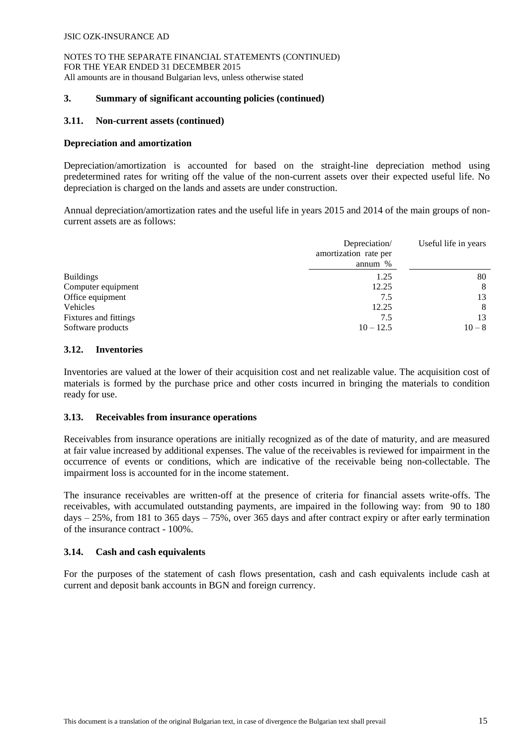## 3. Summary of significant accounting policies (continued)

### 3.11. Non-current assets (continued)

**Depreciation and amortization**

Depreciation/amortization is accounted for based on the straight-line depreciation method using predetermined rates for writing off the value of the non-current assets over their expected useful life. No depreciation is charged on the lands and assets are under construction.

Annual depreciation/amortization rates and the useful life in years 2015 and 2014 of the main groups of non-current assets are as follows:

| | Depreciation/ amortization rate per annum % | Useful life in years |
|---|---|---|
| Buildings | 1.25 | 80 |
| Computer equipment | 12.25 | 8 |
| Office equipment | 7.5 | 13 |
| Vehicles | 12.25 | 8 |
| Fixtures and fittings | 7.5 | 13 |
| Software products | 10 – 12.5 | 10 – 8 |

### 3.12. Inventories

Inventories are valued at the lower of their acquisition cost and net realizable value. The acquisition cost of materials is formed by the purchase price and other costs incurred in bringing the materials to condition ready for use.

### 3.13. Receivables from insurance operations

Receivables from insurance operations are initially recognized as of the date of maturity, and are measured at fair value increased by additional expenses. The value of the receivables is reviewed for impairment in the occurrence of events or conditions, which are indicative of the receivable being non-collectable. The impairment loss is accounted for in the income statement.

The insurance receivables are written-off at the presence of criteria for financial assets write-offs. The receivables, with accumulated outstanding payments, are impaired in the following way: from 90 to 180 days – 25%, from 181 to 365 days – 75%, over 365 days and after contract expiry or after early termination of the insurance contract - 100%.

### 3.14. Cash and cash equivalents

For the purposes of the statement of cash flows presentation, cash and cash equivalents include cash at current and deposit bank accounts in BGN and foreign currency.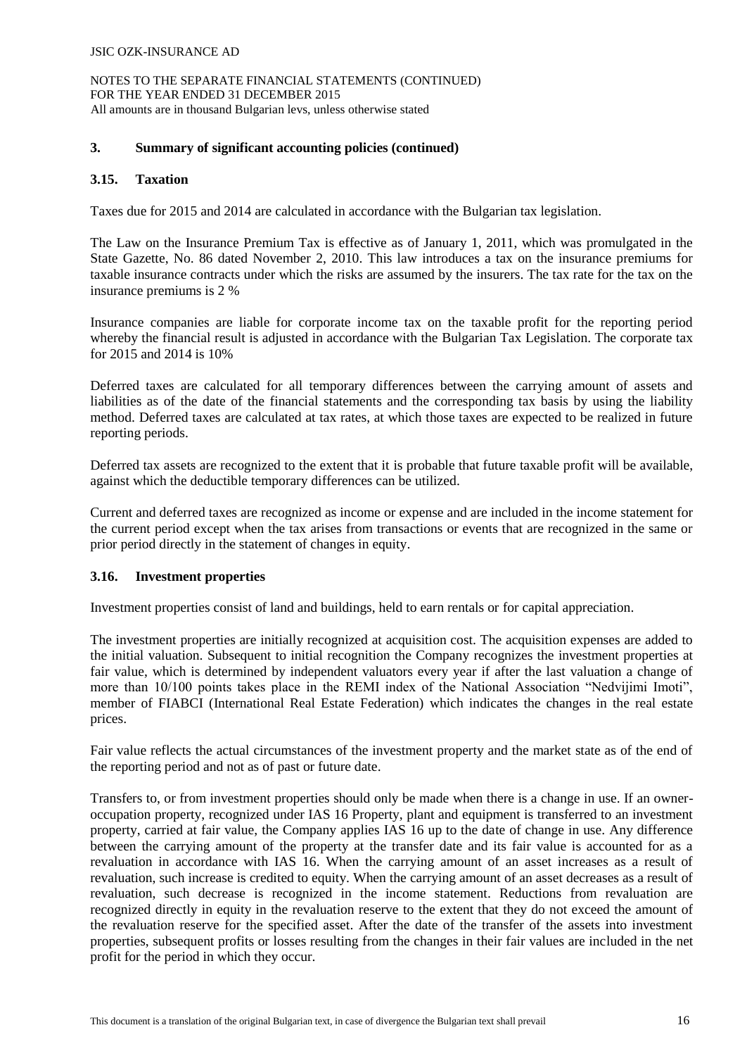## 3. Summary of significant accounting policies (continued)

### 3.15. Taxation

Taxes due for 2015 and 2014 are calculated in accordance with the Bulgarian tax legislation.

The Law on the Insurance Premium Tax is effective as of January 1, 2011, which was promulgated in the State Gazette, No. 86 dated November 2, 2010. This law introduces a tax on the insurance premiums for taxable insurance contracts under which the risks are assumed by the insurers. The tax rate for the tax on the insurance premiums is 2 %

Insurance companies are liable for corporate income tax on the taxable profit for the reporting period whereby the financial result is adjusted in accordance with the Bulgarian Tax Legislation. The corporate tax for 2015 and 2014 is 10%

Deferred taxes are calculated for all temporary differences between the carrying amount of assets and liabilities as of the date of the financial statements and the corresponding tax basis by using the liability method. Deferred taxes are calculated at tax rates, at which those taxes are expected to be realized in future reporting periods.

Deferred tax assets are recognized to the extent that it is probable that future taxable profit will be available, against which the deductible temporary differences can be utilized.

Current and deferred taxes are recognized as income or expense and are included in the income statement for the current period except when the tax arises from transactions or events that are recognized in the same or prior period directly in the statement of changes in equity.

### 3.16. Investment properties

Investment properties consist of land and buildings, held to earn rentals or for capital appreciation.

The investment properties are initially recognized at acquisition cost. The acquisition expenses are added to the initial valuation. Subsequent to initial recognition the Company recognizes the investment properties at fair value, which is determined by independent valuators every year if after the last valuation a change of more than 10/100 points takes place in the REMI index of the National Association "Nedvijimi Imoti", member of FIABCI (International Real Estate Federation) which indicates the changes in the real estate prices.

Fair value reflects the actual circumstances of the investment property and the market state as of the end of the reporting period and not as of past or future date.

Transfers to, or from investment properties should only be made when there is a change in use. If an owner-occupation property, recognized under IAS 16 Property, plant and equipment is transferred to an investment property, carried at fair value, the Company applies IAS 16 up to the date of change in use. Any difference between the carrying amount of the property at the transfer date and its fair value is accounted for as a revaluation in accordance with IAS 16. When the carrying amount of an asset increases as a result of revaluation, such increase is credited to equity. When the carrying amount of an asset decreases as a result of revaluation, such decrease is recognized in the income statement. Reductions from revaluation are recognized directly in equity in the revaluation reserve to the extent that they do not exceed the amount of the revaluation reserve for the specified asset. After the date of the transfer of the assets into investment properties, subsequent profits or losses resulting from the changes in their fair values are included in the net profit for the period in which they occur.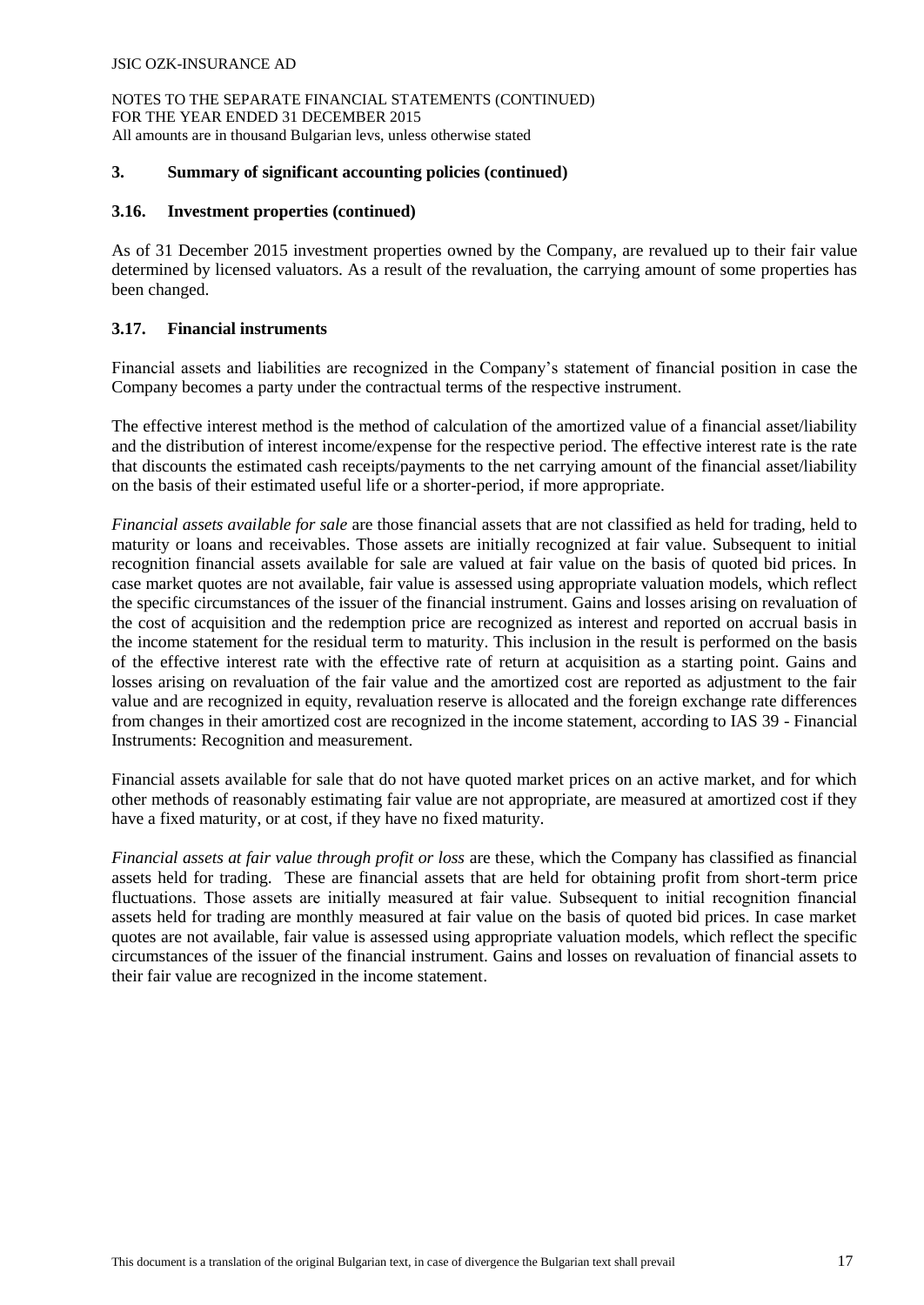## 3. Summary of significant accounting policies (continued)

### 3.16. Investment properties (continued)

As of 31 December 2015 investment properties owned by the Company, are revalued up to their fair value determined by licensed valuators. As a result of the revaluation, the carrying amount of some properties has been changed.

### 3.17. Financial instruments

Financial assets and liabilities are recognized in the Company's statement of financial position in case the Company becomes a party under the contractual terms of the respective instrument.

The effective interest method is the method of calculation of the amortized value of a financial asset/liability and the distribution of interest income/expense for the respective period. The effective interest rate is the rate that discounts the estimated cash receipts/payments to the net carrying amount of the financial asset/liability on the basis of their estimated useful life or a shorter-period, if more appropriate.

*Financial assets available for sale* are those financial assets that are not classified as held for trading, held to maturity or loans and receivables. Those assets are initially recognized at fair value. Subsequent to initial recognition financial assets available for sale are valued at fair value on the basis of quoted bid prices. In case market quotes are not available, fair value is assessed using appropriate valuation models, which reflect the specific circumstances of the issuer of the financial instrument. Gains and losses arising on revaluation of the cost of acquisition and the redemption price are recognized as interest and reported on accrual basis in the income statement for the residual term to maturity. This inclusion in the result is performed on the basis of the effective interest rate with the effective rate of return at acquisition as a starting point. Gains and losses arising on revaluation of the fair value and the amortized cost are reported as adjustment to the fair value and are recognized in equity, revaluation reserve is allocated and the foreign exchange rate differences from changes in their amortized cost are recognized in the income statement, according to IAS 39 - Financial Instruments: Recognition and measurement.

Financial assets available for sale that do not have quoted market prices on an active market, and for which other methods of reasonably estimating fair value are not appropriate, are measured at amortized cost if they have a fixed maturity, or at cost, if they have no fixed maturity.

*Financial assets at fair value through profit or loss* are these, which the Company has classified as financial assets held for trading. These are financial assets that are held for obtaining profit from short-term price fluctuations. Those assets are initially measured at fair value. Subsequent to initial recognition financial assets held for trading are monthly measured at fair value on the basis of quoted bid prices. In case market quotes are not available, fair value is assessed using appropriate valuation models, which reflect the specific circumstances of the issuer of the financial instrument. Gains and losses on revaluation of financial assets to their fair value are recognized in the income statement.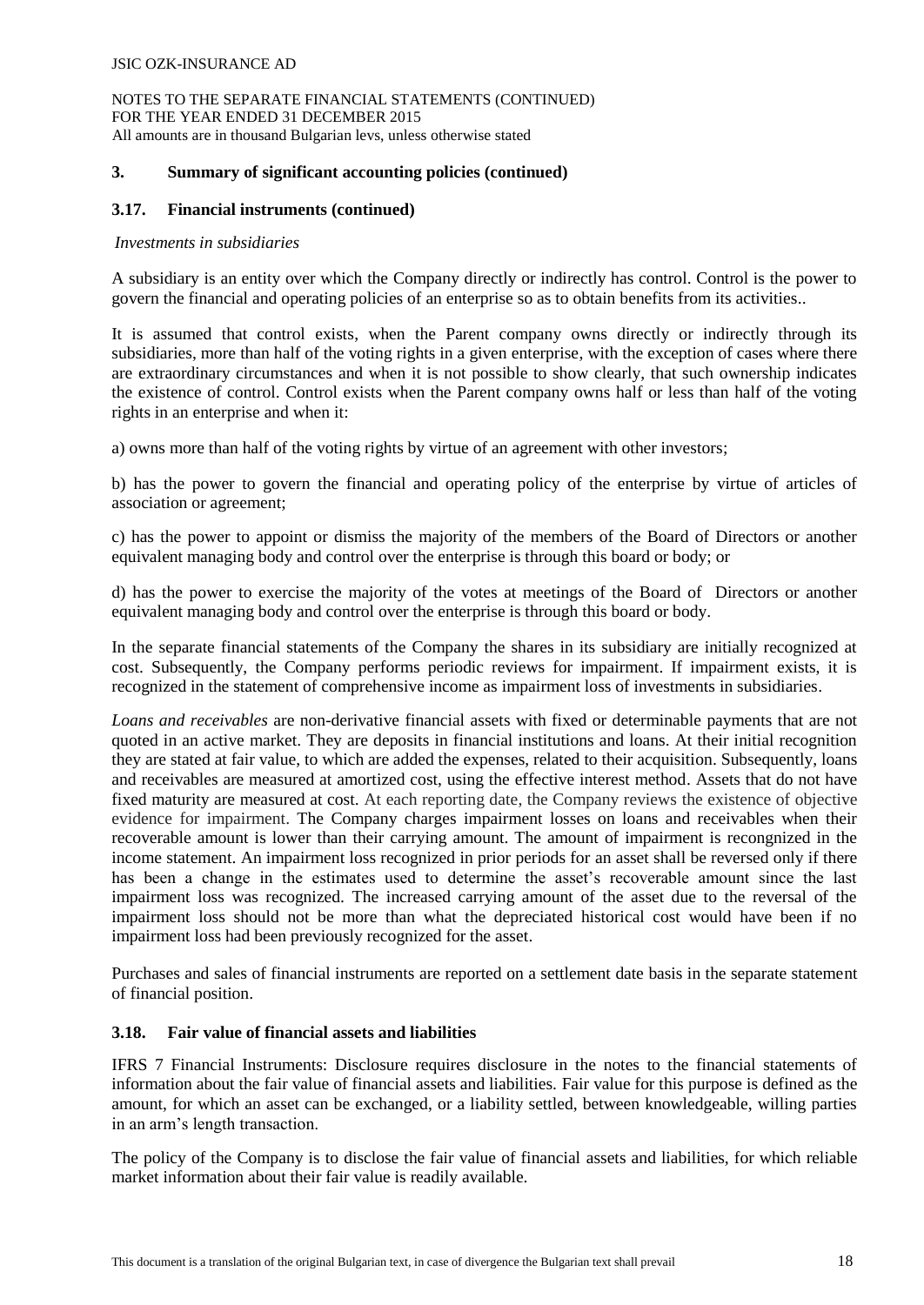## 3. Summary of significant accounting policies (continued)

### 3.17. Financial instruments (continued)

*Investments in subsidiaries*

A subsidiary is an entity over which the Company directly or indirectly has control. Control is the power to govern the financial and operating policies of an enterprise so as to obtain benefits from its activities..

It is assumed that control exists, when the Parent company owns directly or indirectly through its subsidiaries, more than half of the voting rights in a given enterprise, with the exception of cases where there are extraordinary circumstances and when it is not possible to show clearly, that such ownership indicates the existence of control. Control exists when the Parent company owns half or less than half of the voting rights in an enterprise and when it:

a) owns more than half of the voting rights by virtue of an agreement with other investors;

b) has the power to govern the financial and operating policy of the enterprise by virtue of articles of association or agreement;

c) has the power to appoint or dismiss the majority of the members of the Board of Directors or another equivalent managing body and control over the enterprise is through this board or body; or

d) has the power to exercise the majority of the votes at meetings of the Board of Directors or another equivalent managing body and control over the enterprise is through this board or body.

In the separate financial statements of the Company the shares in its subsidiary are initially recognized at cost. Subsequently, the Company performs periodic reviews for impairment. If impairment exists, it is recognized in the statement of comprehensive income as impairment loss of investments in subsidiaries.

*Loans and receivables* are non-derivative financial assets with fixed or determinable payments that are not quoted in an active market. They are deposits in financial institutions and loans. At their initial recognition they are stated at fair value, to which are added the expenses, related to their acquisition. Subsequently, loans and receivables are measured at amortized cost, using the effective interest method. Assets that do not have fixed maturity are measured at cost. At each reporting date, the Company reviews the existence of objective evidence for impairment. The Company charges impairment losses on loans and receivables when their recoverable amount is lower than their carrying amount. The amount of impairment is recongnized in the income statement. An impairment loss recognized in prior periods for an asset shall be reversed only if there has been a change in the estimates used to determine the asset's recoverable amount since the last impairment loss was recognized. The increased carrying amount of the asset due to the reversal of the impairment loss should not be more than what the depreciated historical cost would have been if no impairment loss had been previously recognized for the asset.

Purchases and sales of financial instruments are reported on a settlement date basis in the separate statement of financial position.

### 3.18. Fair value of financial assets and liabilities

IFRS 7 Financial Instruments: Disclosure requires disclosure in the notes to the financial statements of information about the fair value of financial assets and liabilities. Fair value for this purpose is defined as the amount, for which an asset can be exchanged, or a liability settled, between knowledgeable, willing parties in an arm's length transaction.

The policy of the Company is to disclose the fair value of financial assets and liabilities, for which reliable market information about their fair value is readily available.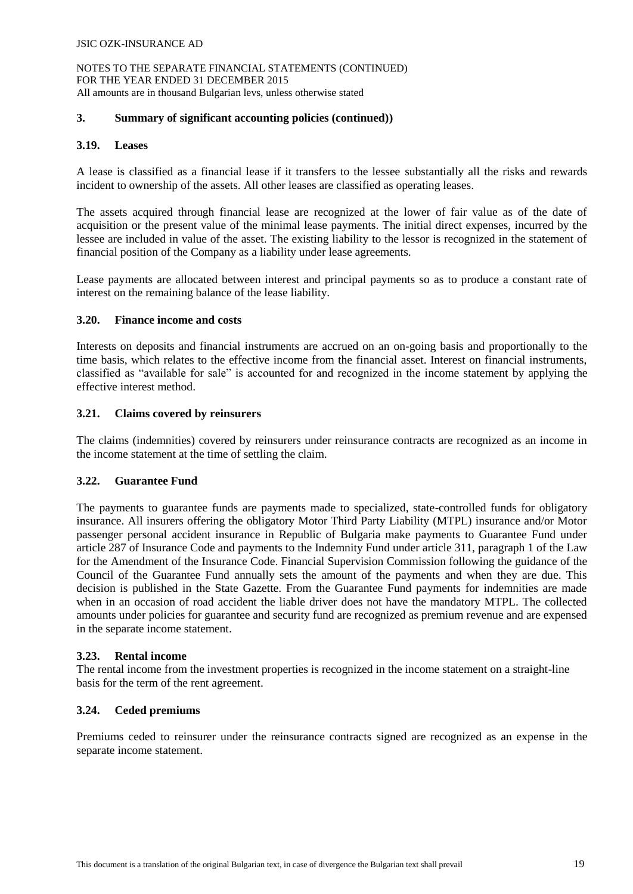## 3. Summary of significant accounting policies (continued))

### 3.19. Leases

A lease is classified as a financial lease if it transfers to the lessee substantially all the risks and rewards incident to ownership of the assets. All other leases are classified as operating leases.

The assets acquired through financial lease are recognized at the lower of fair value as of the date of acquisition or the present value of the minimal lease payments. The initial direct expenses, incurred by the lessee are included in value of the asset. The existing liability to the lessor is recognized in the statement of financial position of the Company as a liability under lease agreements.

Lease payments are allocated between interest and principal payments so as to produce a constant rate of interest on the remaining balance of the lease liability.

### 3.20. Finance income and costs

Interests on deposits and financial instruments are accrued on an on-going basis and proportionally to the time basis, which relates to the effective income from the financial asset. Interest on financial instruments, classified as "available for sale" is accounted for and recognized in the income statement by applying the effective interest method.

### 3.21. Claims covered by reinsurers

The claims (indemnities) covered by reinsurers under reinsurance contracts are recognized as an income in the income statement at the time of settling the claim.

### 3.22. Guarantee Fund

The payments to guarantee funds are payments made to specialized, state-controlled funds for obligatory insurance. All insurers offering the obligatory Motor Third Party Liability (MTPL) insurance and/or Motor passenger personal accident insurance in Republic of Bulgaria make payments to Guarantee Fund under article 287 of Insurance Code and payments to the Indemnity Fund under article 311, paragraph 1 of the Law for the Amendment of the Insurance Code. Financial Supervision Commission following the guidance of the Council of the Guarantee Fund annually sets the amount of the payments and when they are due. This decision is published in the State Gazette. From the Guarantee Fund payments for indemnities are made when in an occasion of road accident the liable driver does not have the mandatory MTPL. The collected amounts under policies for guarantee and security fund are recognized as premium revenue and are expensed in the separate income statement.

### 3.23. Rental income

The rental income from the investment properties is recognized in the income statement on a straight-line basis for the term of the rent agreement.

### 3.24. Ceded premiums

Premiums ceded to reinsurer under the reinsurance contracts signed are recognized as an expense in the separate income statement.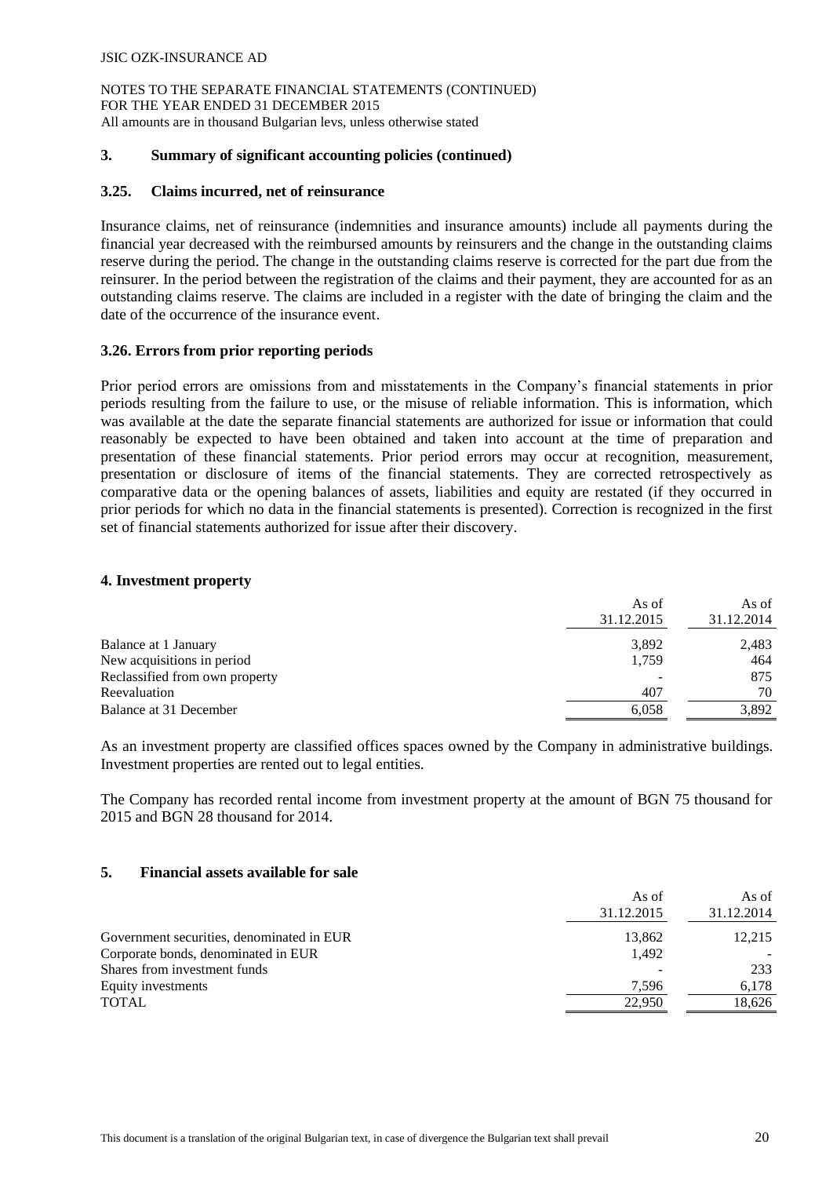## 3. Summary of significant accounting policies (continued)

### 3.25. Claims incurred, net of reinsurance

Insurance claims, net of reinsurance (indemnities and insurance amounts) include all payments during the financial year decreased with the reimbursed amounts by reinsurers and the change in the outstanding claims reserve during the period. The change in the outstanding claims reserve is corrected for the part due from the reinsurer. In the period between the registration of the claims and their payment, they are accounted for as an outstanding claims reserve. The claims are included in a register with the date of bringing the claim and the date of the occurrence of the insurance event.

### 3.26. Errors from prior reporting periods

Prior period errors are omissions from and misstatements in the Company's financial statements in prior periods resulting from the failure to use, or the misuse of reliable information. This is information, which was available at the date the separate financial statements are authorized for issue or information that could reasonably be expected to have been obtained and taken into account at the time of preparation and presentation of these financial statements. Prior period errors may occur at recognition, measurement, presentation or disclosure of items of the financial statements. They are corrected retrospectively as comparative data or the opening balances of assets, liabilities and equity are restated (if they occurred in prior periods for which no data in the financial statements is presented). Correction is recognized in the first set of financial statements authorized for issue after their discovery.

## 4. Investment property

| | As of 31.12.2015 | As of 31.12.2014 |
|---|---|---|
| Balance at 1 January | 3,892 | 2,483 |
| New acquisitions in period | 1,759 | 464 |
| Reclassified from own property | - | 875 |
| Reevaluation | 407 | 70 |
| Balance at 31 December | 6,058 | 3,892 |

As an investment property are classified offices spaces owned by the Company in administrative buildings. Investment properties are rented out to legal entities.

The Company has recorded rental income from investment property at the amount of BGN 75 thousand for 2015 and BGN 28 thousand for 2014.

## 5. Financial assets available for sale

| | As of 31.12.2015 | As of 31.12.2014 |
|---|---|---|
| Government securities, denominated in EUR | 13,862 | 12,215 |
| Corporate bonds, denominated in EUR | 1,492 | - |
| Shares from investment funds | - | 233 |
| Equity investments | 7,596 | 6,178 |
| TOTAL | 22,950 | 18,626 |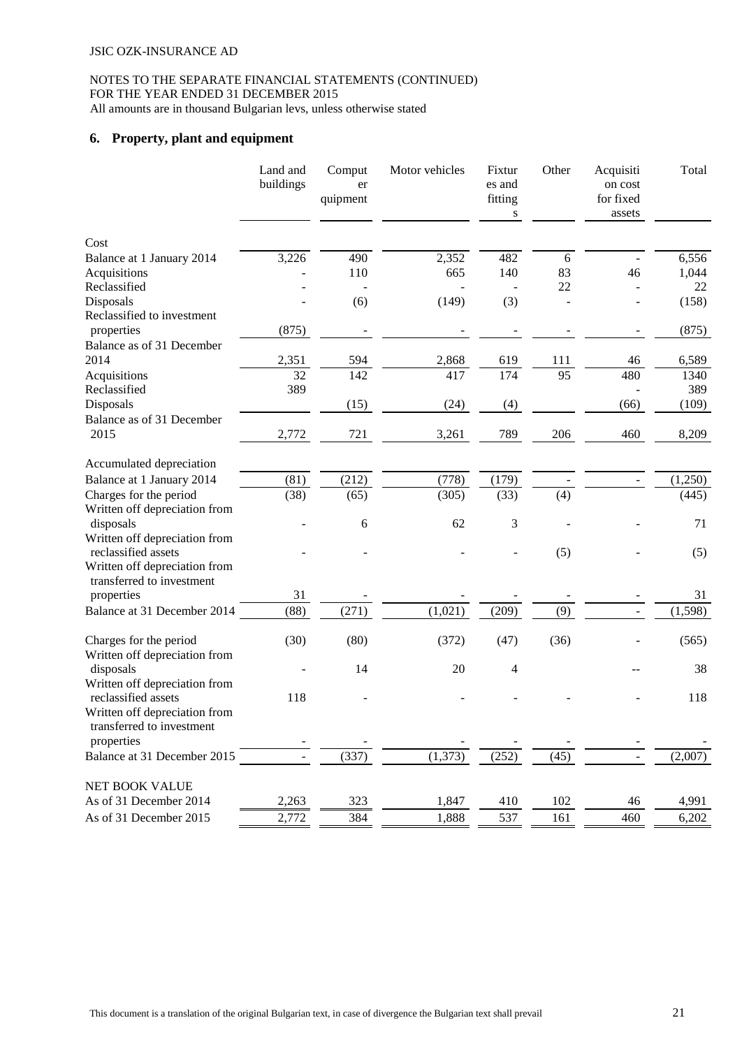JSIC OZK-INSURANCE AD

NOTES TO THE SEPARATE FINANCIAL STATEMENTS (CONTINUED)
FOR THE YEAR ENDED 31 DECEMBER 2015
All amounts are in thousand Bulgarian levs, unless otherwise stated

## 6. Property, plant and equipment

| | Land and buildings | Computer quipment | Motor vehicles | Fixtures and fittings | Other | Acquisition cost for fixed assets | Total |
|---|---|---|---|---|---|---|---|
| Cost | | | | | | | |
| Balance at 1 January 2014 | 3,226 | 490 | 2,352 | 482 | 6 | - | 6,556 |
| Acquisitions | - | 110 | 665 | 140 | 83 | 46 | 1,044 |
| Reclassified | - | - | - | - | 22 | - | 22 |
| Disposals | - | (6) | (149) | (3) | - | - | (158) |
| Reclassified to investment properties | (875) | - | - | - | - | - | (875) |
| Balance as of 31 December 2014 | 2,351 | 594 | 2,868 | 619 | 111 | 46 | 6,589 |
| Acquisitions | 32 | 142 | 417 | 174 | 95 | 480 | 1340 |
| Reclassified | 389 | | | | | - | 389 |
| Disposals | | (15) | (24) | (4) | | (66) | (109) |
| Balance as of 31 December 2015 | 2,772 | 721 | 3,261 | 789 | 206 | 460 | 8,209 |
| Accumulated depreciation | | | | | | | |
| Balance at 1 January 2014 | (81) | (212) | (778) | (179) | - | - | (1,250) |
| Charges for the period | (38) | (65) | (305) | (33) | (4) | | (445) |
| Written off depreciation from disposals | - | 6 | 62 | 3 | - | - | 71 |
| Written off depreciation from reclassified assets | - | - | - | - | (5) | - | (5) |
| Written off depreciation from transferred to investment properties | 31 | - | - | - | - | - | 31 |
| Balance at 31 December 2014 | (88) | (271) | (1,021) | (209) | (9) | - | (1,598) |
| Charges for the period | (30) | (80) | (372) | (47) | (36) | - | (565) |
| Written off depreciation from disposals | - | 14 | 20 | 4 | | -- | 38 |
| Written off depreciation from reclassified assets | 118 | - | - | - | - | - | 118 |
| Written off depreciation from transferred to investment properties | - | - | - | - | - | - | - |
| Balance at 31 December 2015 | - | (337) | (1,373) | (252) | (45) | - | (2,007) |
| NET BOOK VALUE | | | | | | | |
| As of 31 December 2014 | 2,263 | 323 | 1,847 | 410 | 102 | 46 | 4,991 |
| As of 31 December 2015 | 2,772 | 384 | 1,888 | 537 | 161 | 460 | 6,202 |

This document is a translation of the original Bulgarian text, in case of divergence the Bulgarian text shall prevail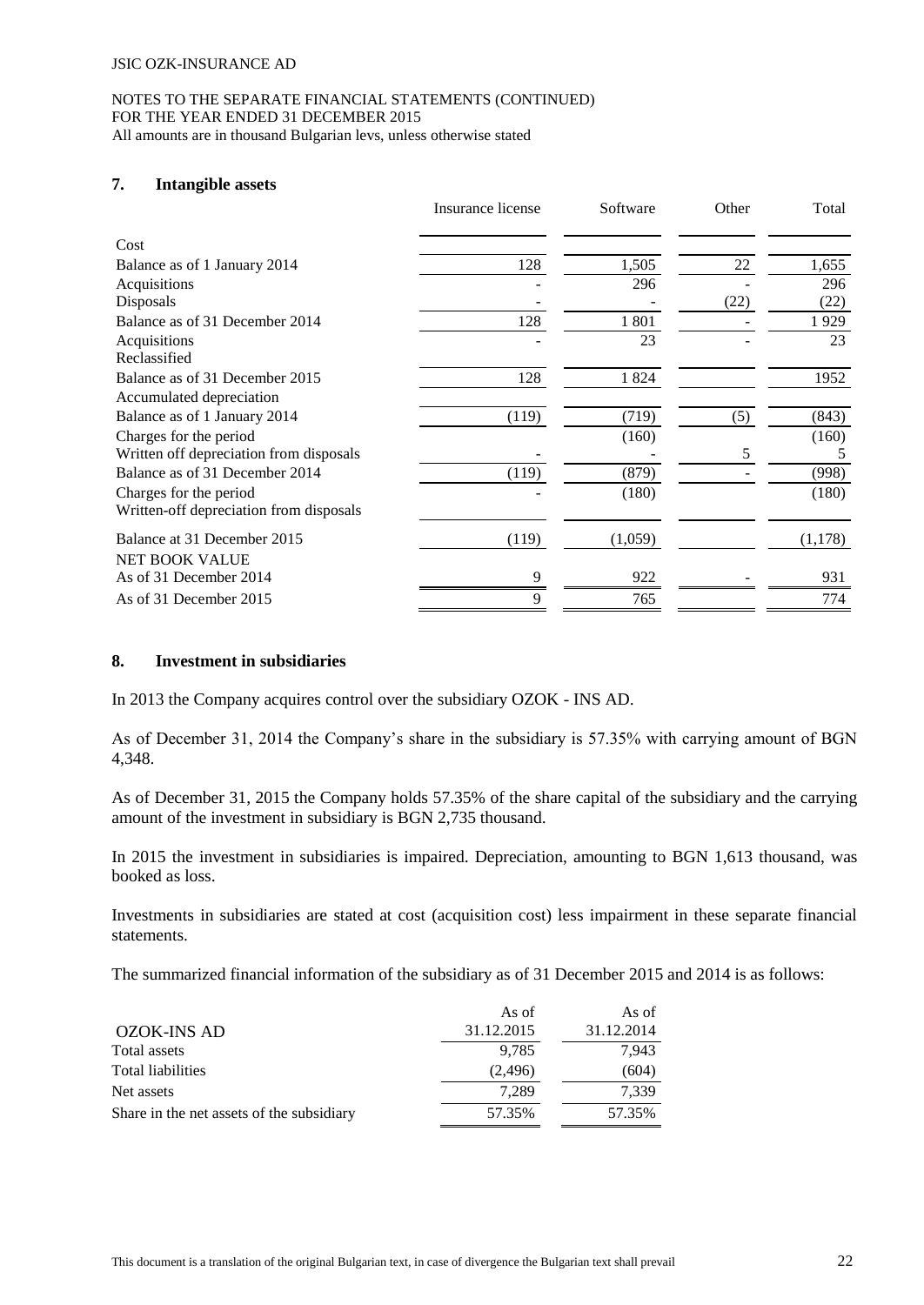## 7. Intangible assets

| | Insurance license | Software | Other | Total |
|---|---|---|---|---|
| Cost | | | | |
| Balance as of 1 January 2014 | 128 | 1,505 | 22 | 1,655 |
| Acquisitions | - | 296 | - | 296 |
| Disposals | - | - | (22) | (22) |
| Balance as of 31 December 2014 | 128 | 1 801 | - | 1 929 |
| Acquisitions | - | 23 | - | 23 |
| Reclassified | | | | |
| Balance as of 31 December 2015 | 128 | 1 824 | | 1952 |
| Accumulated depreciation | | | | |
| Balance as of 1 January 2014 | (119) | (719) | (5) | (843) |
| Charges for the period | | (160) | | (160) |
| Written off depreciation from disposals | - | - | 5 | 5 |
| Balance as of 31 December 2014 | (119) | (879) | - | (998) |
| Charges for the period | - | (180) | | (180) |
| Written-off depreciation from disposals | | | | |
| Balance at 31 December 2015 | (119) | (1,059) | | (1,178) |
| NET BOOK VALUE | | | | |
| As of 31 December 2014 | 9 | 922 | - | 931 |
| As of 31 December 2015 | 9 | 765 | | 774 |

## 8. Investment in subsidiaries

In 2013 the Company acquires control over the subsidiary OZOK - INS AD.

As of December 31, 2014 the Company's share in the subsidiary is 57.35% with carrying amount of BGN 4,348.

As of December 31, 2015 the Company holds 57.35% of the share capital of the subsidiary and the carrying amount of the investment in subsidiary is BGN 2,735 thousand.

In 2015 the investment in subsidiaries is impaired. Depreciation, amounting to BGN 1,613 thousand, was booked as loss.

Investments in subsidiaries are stated at cost (acquisition cost) less impairment in these separate financial statements.

The summarized financial information of the subsidiary as of 31 December 2015 and 2014 is as follows:

| OZOK-INS AD | As of 31.12.2015 | As of 31.12.2014 |
|---|---|---|
| Total assets | 9,785 | 7,943 |
| Total liabilities | (2,496) | (604) |
| Net assets | 7,289 | 7,339 |
| Share in the net assets of the subsidiary | 57.35% | 57.35% |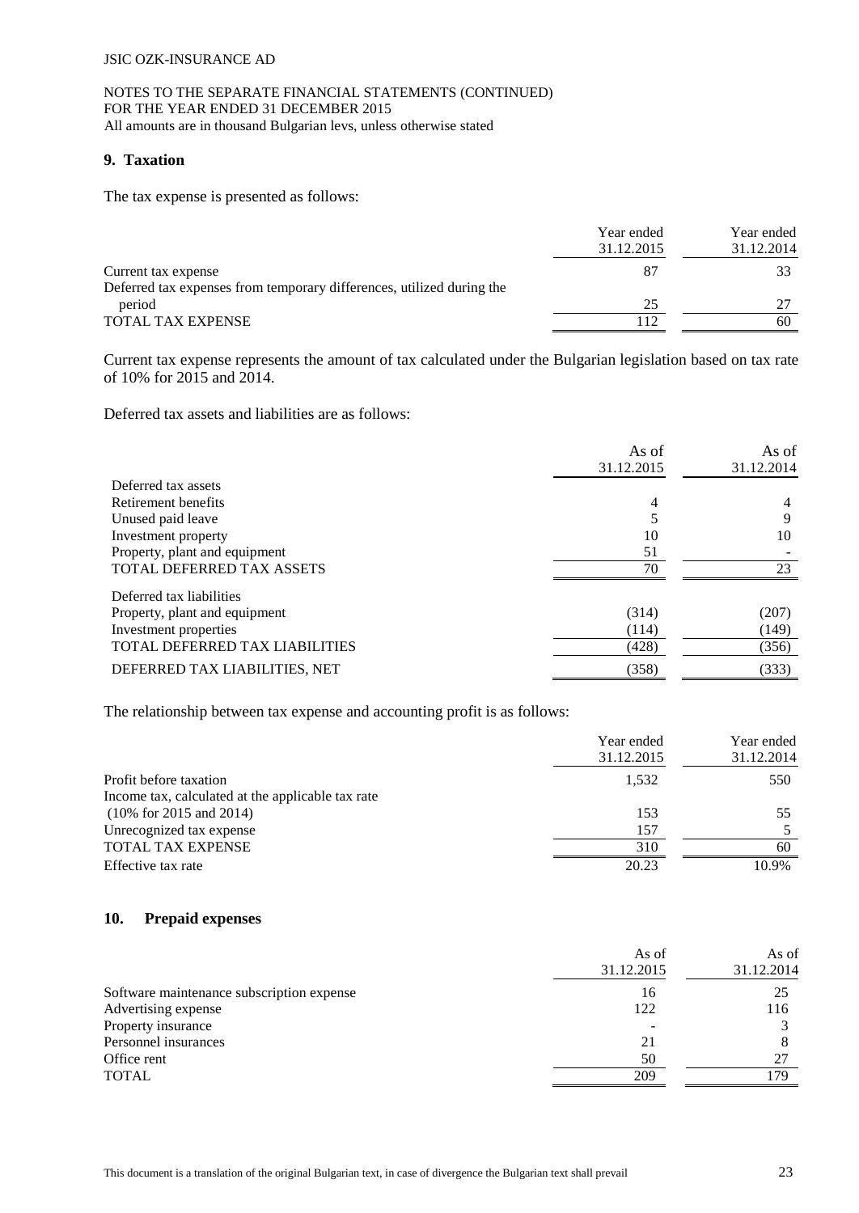## 9. Taxation

The tax expense is presented as follows:

| | Year ended 31.12.2015 | Year ended 31.12.2014 |
|---|---|---|
| Current tax expense | 87 | 33 |
| Deferred tax expenses from temporary differences, utilized during the period | 25 | 27 |
| TOTAL TAX EXPENSE | 112 | 60 |

Current tax expense represents the amount of tax calculated under the Bulgarian legislation based on tax rate of 10% for 2015 and 2014.

Deferred tax assets and liabilities are as follows:

| | As of 31.12.2015 | As of 31.12.2014 |
|---|---|---|
| Deferred tax assets | | |
| Retirement benefits | 4 | 4 |
| Unused paid leave | 5 | 9 |
| Investment property | 10 | 10 |
| Property, plant and equipment | 51 | - |
| TOTAL DEFERRED TAX ASSETS | 70 | 23 |
| Deferred tax liabilities | | |
| Property, plant and equipment | (314) | (207) |
| Investment properties | (114) | (149) |
| TOTAL DEFERRED TAX LIABILITIES | (428) | (356) |
| DEFERRED TAX LIABILITIES, NET | (358) | (333) |

The relationship between tax expense and accounting profit is as follows:

| | Year ended 31.12.2015 | Year ended 31.12.2014 |
|---|---|---|
| Profit before taxation | 1,532 | 550 |
| Income tax, calculated at the applicable tax rate (10% for 2015 and 2014) | 153 | 55 |
| Unrecognized tax expense | 157 | 5 |
| TOTAL TAX EXPENSE | 310 | 60 |
| Effective tax rate | 20.23 | 10.9% |

## 10. Prepaid expenses

| | As of 31.12.2015 | As of 31.12.2014 |
|---|---|---|
| Software maintenance subscription expense | 16 | 25 |
| Advertising expense | 122 | 116 |
| Property insurance | - | 3 |
| Personnel insurances | 21 | 8 |
| Office rent | 50 | 27 |
| TOTAL | 209 | 179 |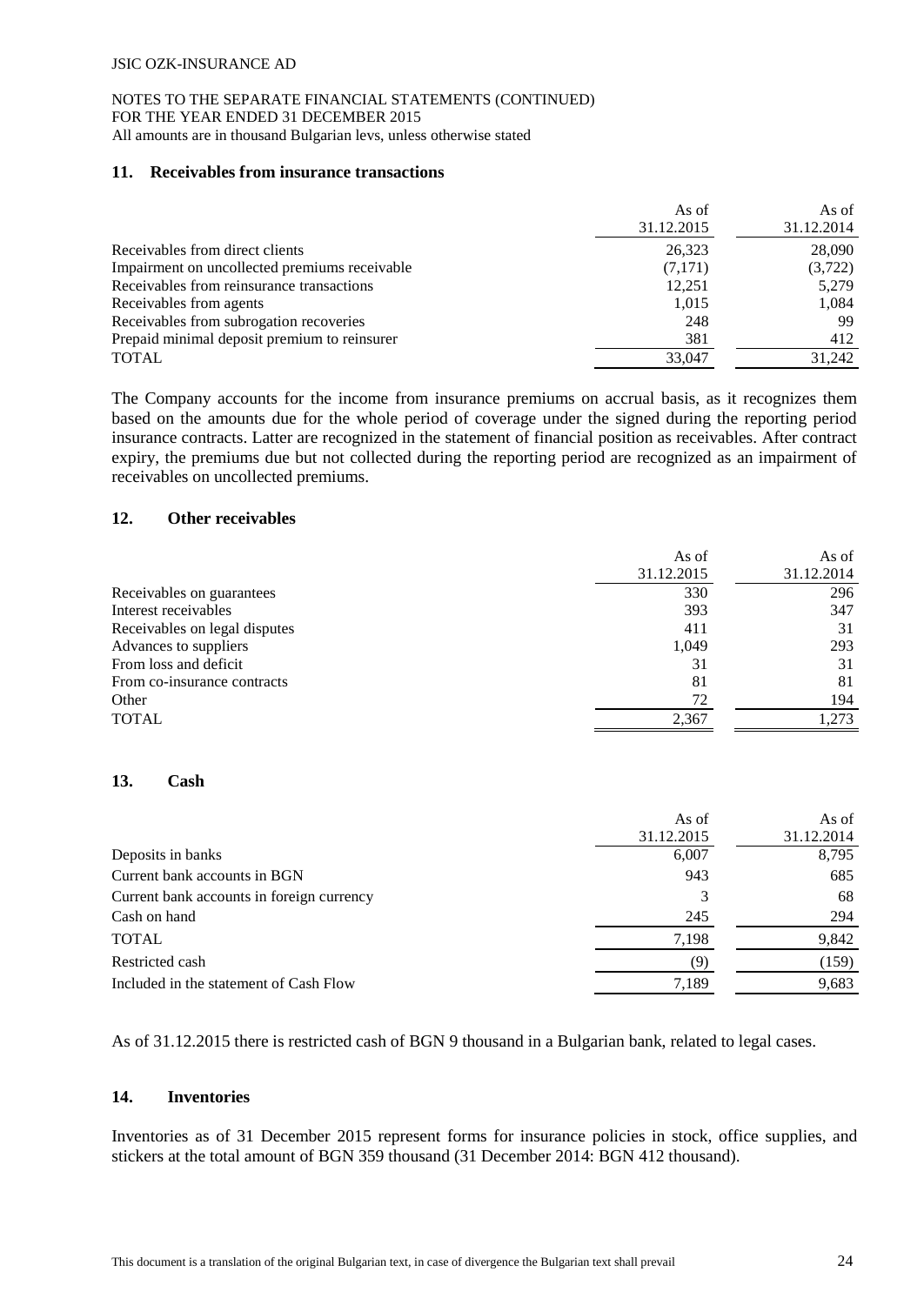### 11. Receivables from insurance transactions

| | As of 31.12.2015 | As of 31.12.2014 |
|---|---|---|
| Receivables from direct clients | 26,323 | 28,090 |
| Impairment on uncollected premiums receivable | (7,171) | (3,722) |
| Receivables from reinsurance transactions | 12,251 | 5,279 |
| Receivables from agents | 1,015 | 1,084 |
| Receivables from subrogation recoveries | 248 | 99 |
| Prepaid minimal deposit premium to reinsurer | 381 | 412 |
| TOTAL | 33,047 | 31,242 |

The Company accounts for the income from insurance premiums on accrual basis, as it recognizes them based on the amounts due for the whole period of coverage under the signed during the reporting period insurance contracts. Latter are recognized in the statement of financial position as receivables. After contract expiry, the premiums due but not collected during the reporting period are recognized as an impairment of receivables on uncollected premiums.

### 12. Other receivables

| | As of 31.12.2015 | As of 31.12.2014 |
|---|---|---|
| Receivables on guarantees | 330 | 296 |
| Interest receivables | 393 | 347 |
| Receivables on legal disputes | 411 | 31 |
| Advances to suppliers | 1,049 | 293 |
| From loss and deficit | 31 | 31 |
| From co-insurance contracts | 81 | 81 |
| Other | 72 | 194 |
| TOTAL | 2,367 | 1,273 |

### 13. Cash

| | As of 31.12.2015 | As of 31.12.2014 |
|---|---|---|
| Deposits in banks | 6,007 | 8,795 |
| Current bank accounts in BGN | 943 | 685 |
| Current bank accounts in foreign currency | 3 | 68 |
| Cash on hand | 245 | 294 |
| TOTAL | 7,198 | 9,842 |
| Restricted cash | (9) | (159) |
| Included in the statement of Cash Flow | 7,189 | 9,683 |

As of 31.12.2015 there is restricted cash of BGN 9 thousand in a Bulgarian bank, related to legal cases.

### 14. Inventories

Inventories as of 31 December 2015 represent forms for insurance policies in stock, office supplies, and stickers at the total amount of BGN 359 thousand (31 December 2014: BGN 412 thousand).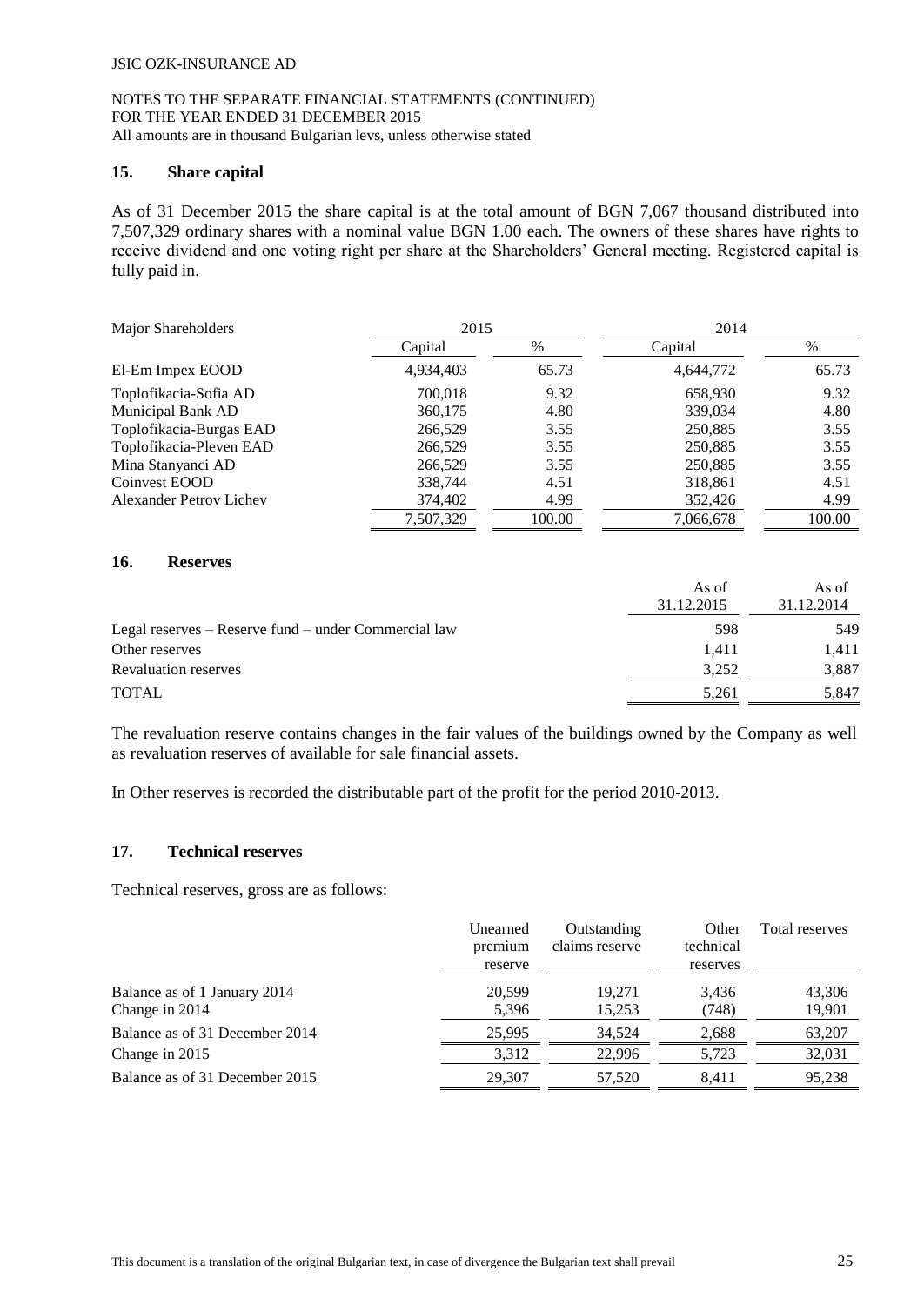## 15. Share capital

As of 31 December 2015 the share capital is at the total amount of BGN 7,067 thousand distributed into 7,507,329 ordinary shares with a nominal value BGN 1.00 each. The owners of these shares have rights to receive dividend and one voting right per share at the Shareholders' General meeting. Registered capital is fully paid in.

| Major Shareholders | 2015 | | 2014 | |
|---|---|---|---|---|
| | Capital | % | Capital | % |
| El-Em Impex EOOD | 4,934,403 | 65.73 | 4,644,772 | 65.73 |
| Toplofikacia-Sofia AD | 700,018 | 9.32 | 658,930 | 9.32 |
| Municipal Bank AD | 360,175 | 4.80 | 339,034 | 4.80 |
| Toplofikacia-Burgas EAD | 266,529 | 3.55 | 250,885 | 3.55 |
| Toplofikacia-Pleven EAD | 266,529 | 3.55 | 250,885 | 3.55 |
| Mina Stanyanci AD | 266,529 | 3.55 | 250,885 | 3.55 |
| Coinvest EOOD | 338,744 | 4.51 | 318,861 | 4.51 |
| Alexander Petrov Lichev | 374,402 | 4.99 | 352,426 | 4.99 |
| | 7,507,329 | 100.00 | 7,066,678 | 100.00 |

## 16. Reserves

| | As of 31.12.2015 | As of 31.12.2014 |
|---|---|---|
| Legal reserves – Reserve fund – under Commercial law | 598 | 549 |
| Other reserves | 1,411 | 1,411 |
| Revaluation reserves | 3,252 | 3,887 |
| TOTAL | 5,261 | 5,847 |

The revaluation reserve contains changes in the fair values of the buildings owned by the Company as well as revaluation reserves of available for sale financial assets.

In Other reserves is recorded the distributable part of the profit for the period 2010-2013.

## 17. Technical reserves

Technical reserves, gross are as follows:

| | Unearned premium reserve | Outstanding claims reserve | Other technical reserves | Total reserves |
|---|---|---|---|---|
| Balance as of 1 January 2014 | 20,599 | 19,271 | 3,436 | 43,306 |
| Change in 2014 | 5,396 | 15,253 | (748) | 19,901 |
| Balance as of 31 December 2014 | 25,995 | 34,524 | 2,688 | 63,207 |
| Change in 2015 | 3,312 | 22,996 | 5,723 | 32,031 |
| Balance as of 31 December 2015 | 29,307 | 57,520 | 8,411 | 95,238 |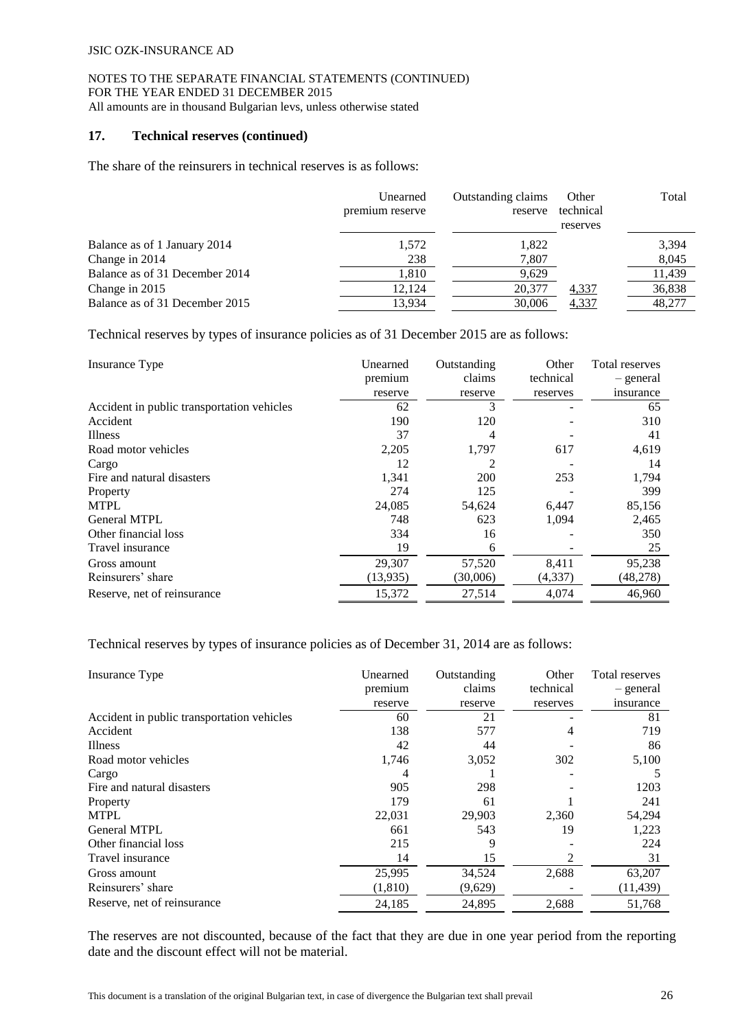JSIC OZK-INSURANCE AD

NOTES TO THE SEPARATE FINANCIAL STATEMENTS (CONTINUED)
FOR THE YEAR ENDED 31 DECEMBER 2015
All amounts are in thousand Bulgarian levs, unless otherwise stated

## 17. Technical reserves (continued)

The share of the reinsurers in technical reserves is as follows:

| | Unearned premium reserve | Outstanding claims reserve | Other technical reserves | Total |
|---|---|---|---|---|
| Balance as of 1 January 2014 | 1,572 | 1,822 | | 3,394 |
| Change in 2014 | 238 | 7,807 | | 8,045 |
| Balance as of 31 December 2014 | 1,810 | 9,629 | | 11,439 |
| Change in 2015 | 12,124 | 20,377 | 4,337 | 36,838 |
| Balance as of 31 December 2015 | 13,934 | 30,006 | 4,337 | 48,277 |

Technical reserves by types of insurance policies as of 31 December 2015 are as follows:

| Insurance Type | Unearned premium reserve | Outstanding claims reserve | Other technical reserves | Total reserves – general insurance |
|---|---|---|---|---|
| Accident in public transportation vehicles | 62 | 3 | - | 65 |
| Accident | 190 | 120 | - | 310 |
| Illness | 37 | 4 | - | 41 |
| Road motor vehicles | 2,205 | 1,797 | 617 | 4,619 |
| Cargo | 12 | 2 | - | 14 |
| Fire and natural disasters | 1,341 | 200 | 253 | 1,794 |
| Property | 274 | 125 | - | 399 |
| MTPL | 24,085 | 54,624 | 6,447 | 85,156 |
| General MTPL | 748 | 623 | 1,094 | 2,465 |
| Other financial loss | 334 | 16 | - | 350 |
| Travel insurance | 19 | 6 | - | 25 |
| Gross amount | 29,307 | 57,520 | 8,411 | 95,238 |
| Reinsurers' share | (13,935) | (30,006) | (4,337) | (48,278) |
| Reserve, net of reinsurance | 15,372 | 27,514 | 4,074 | 46,960 |

Technical reserves by types of insurance policies as of December 31, 2014 are as follows:

| Insurance Type | Unearned premium reserve | Outstanding claims reserve | Other technical reserves | Total reserves – general insurance |
|---|---|---|---|---|
| Accident in public transportation vehicles | 60 | 21 | - | 81 |
| Accident | 138 | 577 | 4 | 719 |
| Illness | 42 | 44 | - | 86 |
| Road motor vehicles | 1,746 | 3,052 | 302 | 5,100 |
| Cargo | 4 | 1 | - | 5 |
| Fire and natural disasters | 905 | 298 | - | 1203 |
| Property | 179 | 61 | 1 | 241 |
| MTPL | 22,031 | 29,903 | 2,360 | 54,294 |
| General MTPL | 661 | 543 | 19 | 1,223 |
| Other financial loss | 215 | 9 | - | 224 |
| Travel insurance | 14 | 15 | 2 | 31 |
| Gross amount | 25,995 | 34,524 | 2,688 | 63,207 |
| Reinsurers' share | (1,810) | (9,629) | - | (11,439) |
| Reserve, net of reinsurance | 24,185 | 24,895 | 2,688 | 51,768 |

The reserves are not discounted, because of the fact that they are due in one year period from the reporting date and the discount effect will not be material.

This document is a translation of the original Bulgarian text, in case of divergence the Bulgarian text shall prevail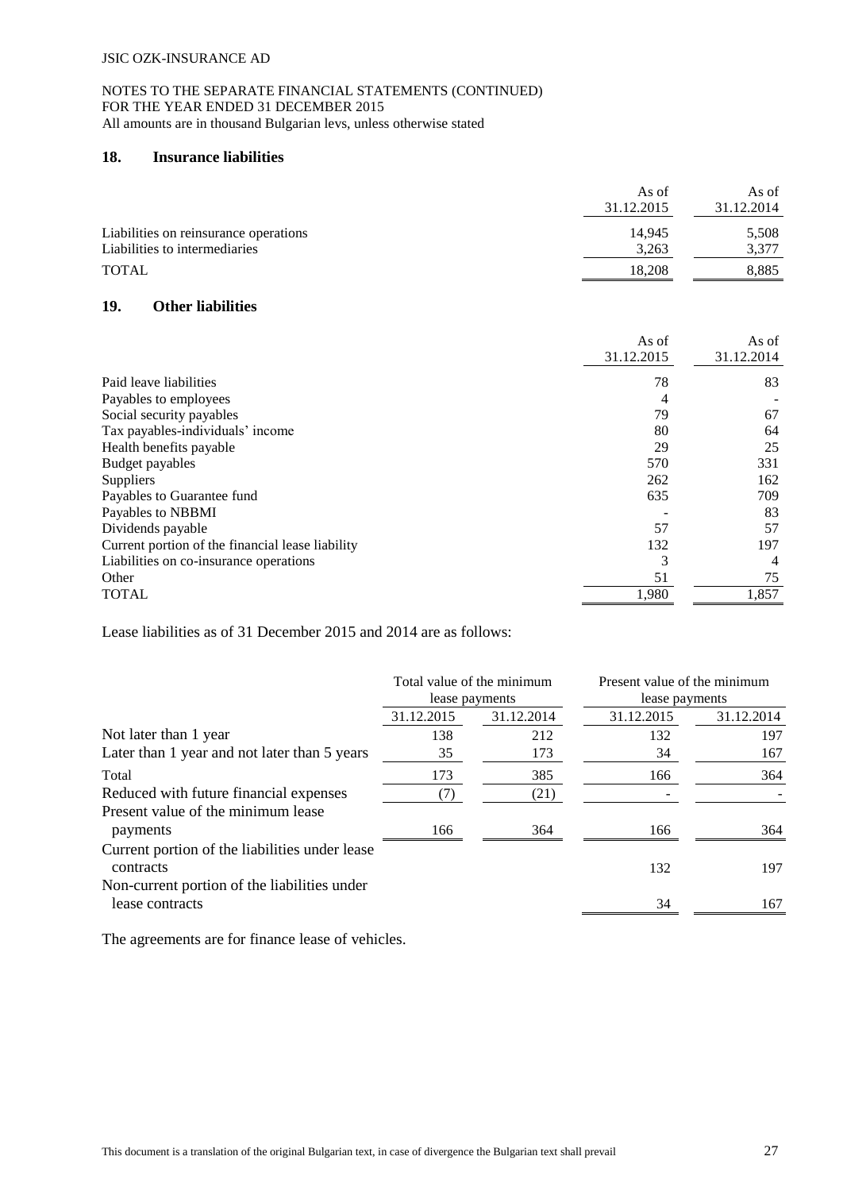## 18. Insurance liabilities

| | As of 31.12.2015 | As of 31.12.2014 |
|---|---|---|
| Liabilities on reinsurance operations | 14,945 | 5,508 |
| Liabilities to intermediaries | 3,263 | 3,377 |
| TOTAL | 18,208 | 8,885 |

## 19. Other liabilities

| | As of 31.12.2015 | As of 31.12.2014 |
|---|---|---|
| Paid leave liabilities | 78 | 83 |
| Payables to employees | 4 | - |
| Social security payables | 79 | 67 |
| Tax payables-individuals' income | 80 | 64 |
| Health benefits payable | 29 | 25 |
| Budget payables | 570 | 331 |
| Suppliers | 262 | 162 |
| Payables to Guarantee fund | 635 | 709 |
| Payables to NBBMI | - | 83 |
| Dividends payable | 57 | 57 |
| Current portion of the financial lease liability | 132 | 197 |
| Liabilities on co-insurance operations | 3 | 4 |
| Other | 51 | 75 |
| TOTAL | 1,980 | 1,857 |

Lease liabilities as of 31 December 2015 and 2014 are as follows:

| | Total value of the minimum lease payments | | Present value of the minimum lease payments | |
|---|---|---|---|---|
| | 31.12.2015 | 31.12.2014 | 31.12.2015 | 31.12.2014 |
| Not later than 1 year | 138 | 212 | 132 | 197 |
| Later than 1 year and not later than 5 years | 35 | 173 | 34 | 167 |
| Total | 173 | 385 | 166 | 364 |
| Reduced with future financial expenses | (7) | (21) | - | - |
| Present value of the minimum lease payments | 166 | 364 | 166 | 364 |
| Current portion of the liabilities under lease contracts | | | 132 | 197 |
| Non-current portion of the liabilities under lease contracts | | | 34 | 167 |

The agreements are for finance lease of vehicles.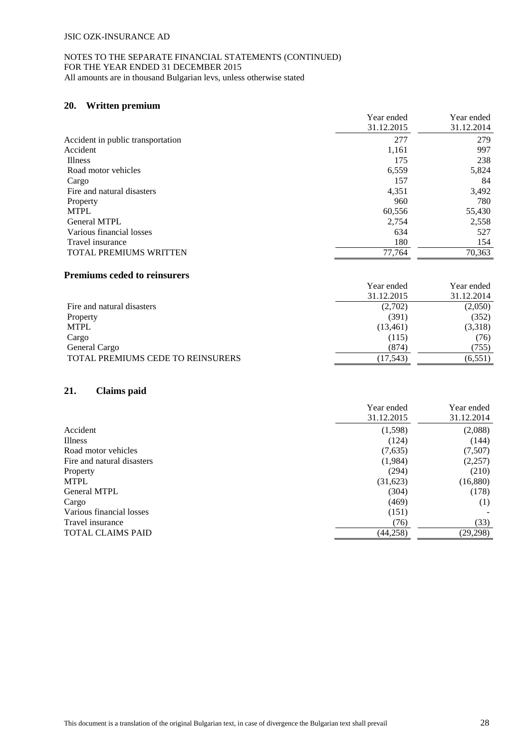## 20. Written premium

| | Year ended 31.12.2015 | Year ended 31.12.2014 |
|---|---|---|
| Accident in public transportation | 277 | 279 |
| Accident | 1,161 | 997 |
| Illness | 175 | 238 |
| Road motor vehicles | 6,559 | 5,824 |
| Cargo | 157 | 84 |
| Fire and natural disasters | 4,351 | 3,492 |
| Property | 960 | 780 |
| MTPL | 60,556 | 55,430 |
| General MTPL | 2,754 | 2,558 |
| Various financial losses | 634 | 527 |
| Travel insurance | 180 | 154 |
| TOTAL PREMIUMS WRITTEN | 77,764 | 70,363 |

### Premiums ceded to reinsurers

| | Year ended 31.12.2015 | Year ended 31.12.2014 |
|---|---|---|
| Fire and natural disasters | (2,702) | (2,050) |
| Property | (391) | (352) |
| MTPL | (13,461) | (3,318) |
| Cargo | (115) | (76) |
| General Cargo | (874) | (755) |
| TOTAL PREMIUMS CEDE TO REINSURERS | (17,543) | (6,551) |

## 21. Claims paid

| | Year ended 31.12.2015 | Year ended 31.12.2014 |
|---|---|---|
| Accident | (1,598) | (2,088) |
| Illness | (124) | (144) |
| Road motor vehicles | (7,635) | (7,507) |
| Fire and natural disasters | (1,984) | (2,257) |
| Property | (294) | (210) |
| MTPL | (31,623) | (16,880) |
| General MTPL | (304) | (178) |
| Cargo | (469) | (1) |
| Various financial losses | (151) | - |
| Travel insurance | (76) | (33) |
| TOTAL CLAIMS PAID | (44,258) | (29,298) |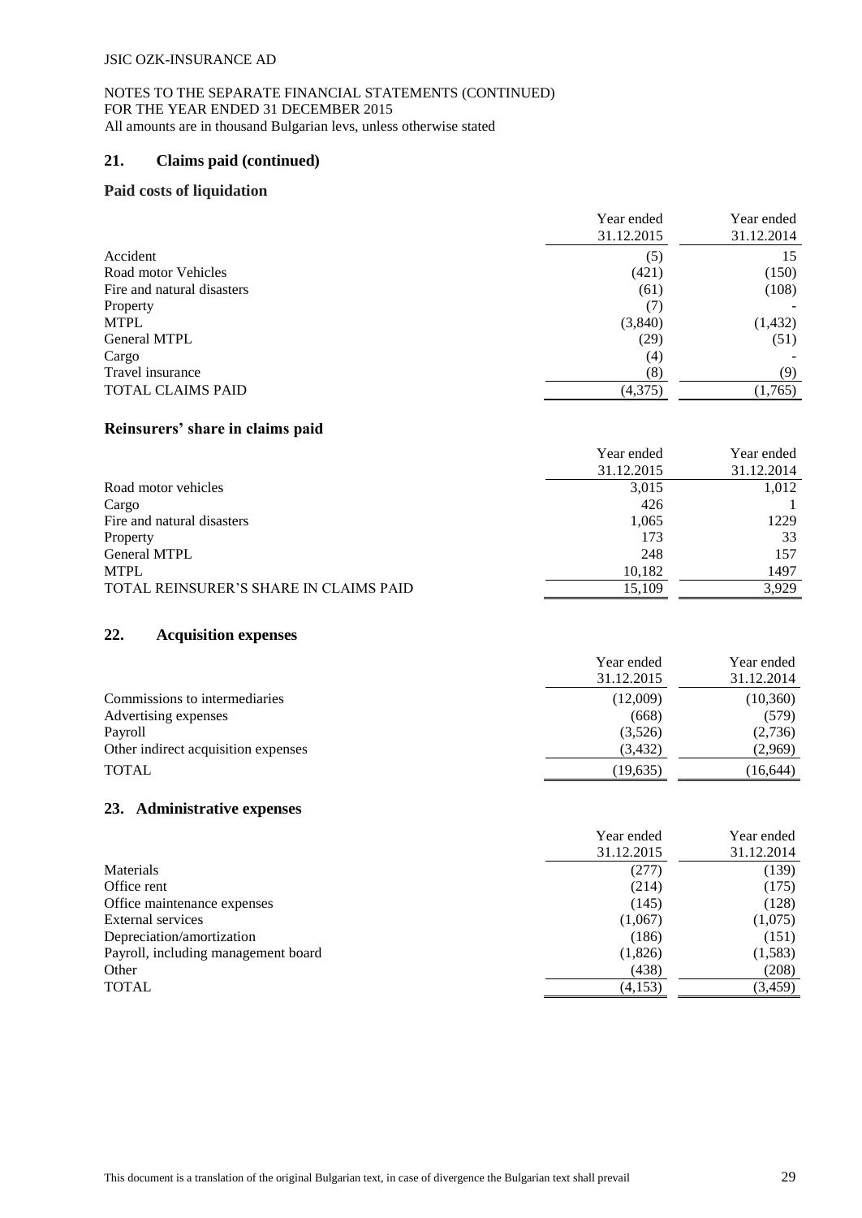## 21. Claims paid (continued)

### Paid costs of liquidation

| | Year ended 31.12.2015 | Year ended 31.12.2014 |
|---|---|---|
| Accident | (5) | 15 |
| Road motor Vehicles | (421) | (150) |
| Fire and natural disasters | (61) | (108) |
| Property | (7) | - |
| MTPL | (3,840) | (1,432) |
| General MTPL | (29) | (51) |
| Cargo | (4) | - |
| Travel insurance | (8) | (9) |
| TOTAL CLAIMS PAID | (4,375) | (1,765) |

### Reinsurers' share in claims paid

| | Year ended 31.12.2015 | Year ended 31.12.2014 |
|---|---|---|
| Road motor vehicles | 3,015 | 1,012 |
| Cargo | 426 | 1 |
| Fire and natural disasters | 1,065 | 1229 |
| Property | 173 | 33 |
| General MTPL | 248 | 157 |
| MTPL | 10,182 | 1497 |
| TOTAL REINSURER'S SHARE IN CLAIMS PAID | 15,109 | 3,929 |

## 22. Acquisition expenses

| | Year ended 31.12.2015 | Year ended 31.12.2014 |
|---|---|---|
| Commissions to intermediaries | (12,009) | (10,360) |
| Advertising expenses | (668) | (579) |
| Payroll | (3,526) | (2,736) |
| Other indirect acquisition expenses | (3,432) | (2,969) |
| TOTAL | (19,635) | (16,644) |

## 23. Administrative expenses

| | Year ended 31.12.2015 | Year ended 31.12.2014 |
|---|---|---|
| Materials | (277) | (139) |
| Office rent | (214) | (175) |
| Office maintenance expenses | (145) | (128) |
| External services | (1,067) | (1,075) |
| Depreciation/amortization | (186) | (151) |
| Payroll, including management board | (1,826) | (1,583) |
| Other | (438) | (208) |
| TOTAL | (4,153) | (3,459) |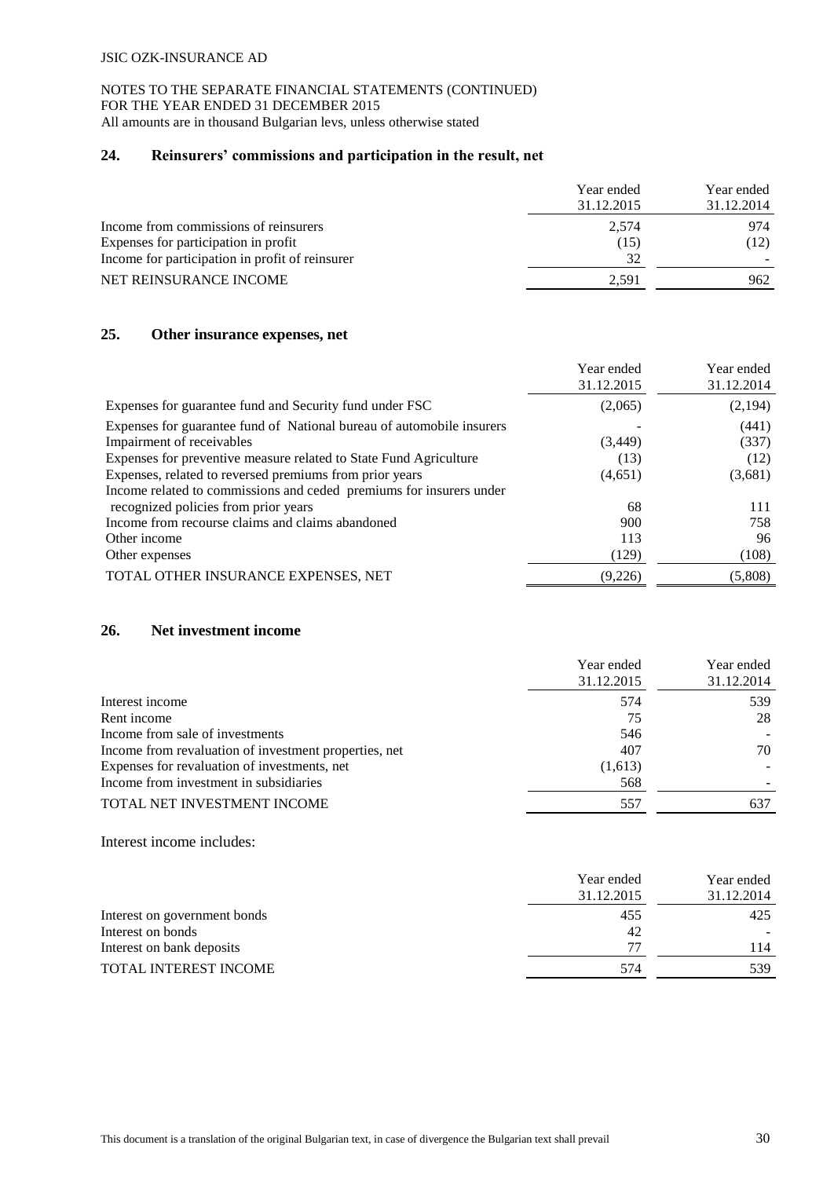JSIC OZK-INSURANCE AD

NOTES TO THE SEPARATE FINANCIAL STATEMENTS (CONTINUED)
FOR THE YEAR ENDED 31 DECEMBER 2015
All amounts are in thousand Bulgarian levs, unless otherwise stated

## 24. Reinsurers' commissions and participation in the result, net

| | Year ended 31.12.2015 | Year ended 31.12.2014 |
|---|---|---|
| Income from commissions of reinsurers | 2,574 | 974 |
| Expenses for participation in profit | (15) | (12) |
| Income for participation in profit of reinsurer | 32 | - |
| NET REINSURANCE INCOME | 2,591 | 962 |

## 25. Other insurance expenses, net

| | Year ended 31.12.2015 | Year ended 31.12.2014 |
|---|---|---|
| Expenses for guarantee fund and Security fund under FSC | (2,065) | (2,194) |
| Expenses for guarantee fund of National bureau of automobile insurers | - | (441) |
| Impairment of receivables | (3,449) | (337) |
| Expenses for preventive measure related to State Fund Agriculture | (13) | (12) |
| Expenses, related to reversed premiums from prior years | (4,651) | (3,681) |
| Income related to commissions and ceded premiums for insurers under recognized policies from prior years | 68 | 111 |
| Income from recourse claims and claims abandoned | 900 | 758 |
| Other income | 113 | 96 |
| Other expenses | (129) | (108) |
| TOTAL OTHER INSURANCE EXPENSES, NET | (9,226) | (5,808) |

## 26. Net investment income

| | Year ended 31.12.2015 | Year ended 31.12.2014 |
|---|---|---|
| Interest income | 574 | 539 |
| Rent income | 75 | 28 |
| Income from sale of investments | 546 | - |
| Income from revaluation of investment properties, net | 407 | 70 |
| Expenses for revaluation of investments, net | (1,613) | - |
| Income from investment in subsidiaries | 568 | - |
| TOTAL NET INVESTMENT INCOME | 557 | 637 |

Interest income includes:

| | Year ended 31.12.2015 | Year ended 31.12.2014 |
|---|---|---|
| Interest on government bonds | 455 | 425 |
| Interest on bonds | 42 | - |
| Interest on bank deposits | 77 | 114 |
| TOTAL INTEREST INCOME | 574 | 539 |

This document is a translation of the original Bulgarian text, in case of divergence the Bulgarian text shall prevail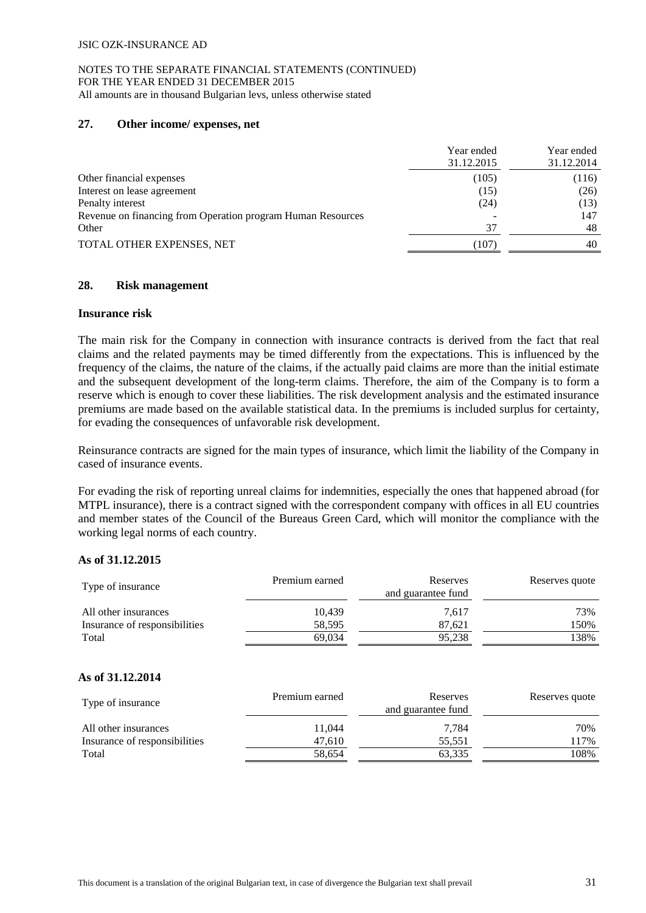## 27. Other income/ expenses, net

| | Year ended 31.12.2015 | Year ended 31.12.2014 |
|---|---|---|
| Other financial expenses | (105) | (116) |
| Interest on lease agreement | (15) | (26) |
| Penalty interest | (24) | (13) |
| Revenue on financing from Operation program Human Resources | - | 147 |
| Other | 37 | 48 |
| TOTAL OTHER EXPENSES, NET | (107) | 40 |

## 28. Risk management

### Insurance risk

The main risk for the Company in connection with insurance contracts is derived from the fact that real claims and the related payments may be timed differently from the expectations. This is influenced by the frequency of the claims, the nature of the claims, if the actually paid claims are more than the initial estimate and the subsequent development of the long-term claims. Therefore, the aim of the Company is to form a reserve which is enough to cover these liabilities. The risk development analysis and the estimated insurance premiums are made based on the available statistical data. In the premiums is included surplus for certainty, for evading the consequences of unfavorable risk development.

Reinsurance contracts are signed for the main types of insurance, which limit the liability of the Company in cased of insurance events.

For evading the risk of reporting unreal claims for indemnities, especially the ones that happened abroad (for MTPL insurance), there is a contract signed with the correspondent company with offices in all EU countries and member states of the Council of the Bureaus Green Card, which will monitor the compliance with the working legal norms of each country.

**As of 31.12.2015**

| Type of insurance | Premium earned | Reserves and guarantee fund | Reserves quote |
|---|---|---|---|
| All other insurances | 10,439 | 7,617 | 73% |
| Insurance of responsibilities | 58,595 | 87,621 | 150% |
| Total | 69,034 | 95,238 | 138% |

**As of 31.12.2014**

| Type of insurance | Premium earned | Reserves and guarantee fund | Reserves quote |
|---|---|---|---|
| All other insurances | 11,044 | 7,784 | 70% |
| Insurance of responsibilities | 47,610 | 55,551 | 117% |
| Total | 58,654 | 63,335 | 108% |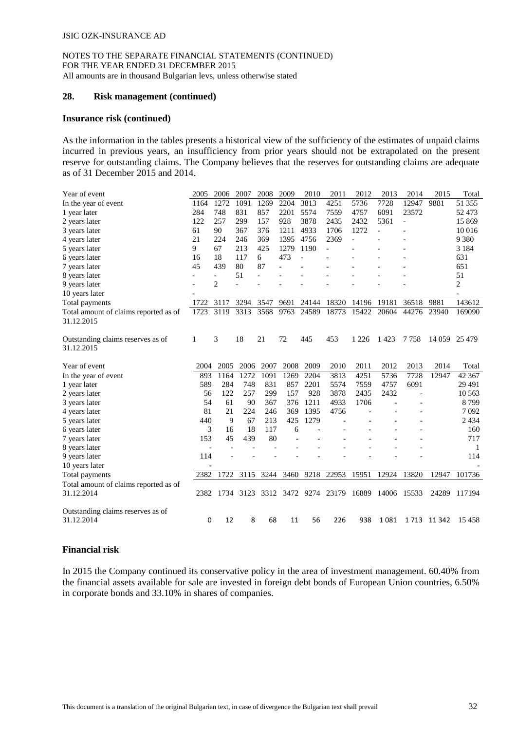## 28. Risk management (continued)

### Insurance risk (continued)

As the information in the tables presents a historical view of the sufficiency of the estimates of unpaid claims incurred in previous years, an insufficiency from prior years should not be extrapolated on the present reserve for outstanding claims. The Company believes that the reserves for outstanding claims are adequate as of 31 December 2015 and 2014.

| Year of event | 2005 | 2006 | 2007 | 2008 | 2009 | 2010 | 2011 | 2012 | 2013 | 2014 | 2015 | Total |
|---|---|---|---|---|---|---|---|---|---|---|---|---|
| In the year of event | 1164 | 1272 | 1091 | 1269 | 2204 | 3813 | 4251 | 5736 | 7728 | 12947 | 9881 | 51 355 |
| 1 year later | 284 | 748 | 831 | 857 | 2201 | 5574 | 7559 | 4757 | 6091 | 23572 | | 52 473 |
| 2 years later | 122 | 257 | 299 | 157 | 928 | 3878 | 2435 | 2432 | 5361 | - | | 15 869 |
| 3 years later | 61 | 90 | 367 | 376 | 1211 | 4933 | 1706 | 1272 | - | - | | 10 016 |
| 4 years later | 21 | 224 | 246 | 369 | 1395 | 4756 | 2369 | - | - | - | | 9 380 |
| 5 years later | 9 | 67 | 213 | 425 | 1279 | 1190 | - | - | - | - | | 3 184 |
| 6 years later | 16 | 18 | 117 | 6 | 473 | - | - | - | - | - | | 631 |
| 7 years later | 45 | 439 | 80 | 87 | - | - | - | - | - | - | | 651 |
| 8 years later | - | - | 51 | - | - | - | - | - | - | - | | 51 |
| 9 years later | - | 2 | - | - | - | - | - | - | - | - | | 2 |
| 10 years later | - | | | | | | | | | | | - |
| Total payments | 1722 | 3117 | 3294 | 3547 | 9691 | 24144 | 18320 | 14196 | 19181 | 36518 | 9881 | 143612 |
| Total amount of claims reported as of 31.12.2015 | 1723 | 3119 | 3313 | 3568 | 9763 | 24589 | 18773 | 15422 | 20604 | 44276 | 23940 | 169090 |
| Outstanding claims reserves as of 31.12.2015 | 1 | 3 | 18 | 21 | 72 | 445 | 453 | 1 226 | 1 423 | 7 758 | 14 059 | 25 479 |

| Year of event | 2004 | 2005 | 2006 | 2007 | 2008 | 2009 | 2010 | 2011 | 2012 | 2013 | 2014 | Total |
|---|---|---|---|---|---|---|---|---|---|---|---|---|
| In the year of event | 893 | 1164 | 1272 | 1091 | 1269 | 2204 | 3813 | 4251 | 5736 | 7728 | 12947 | 42 367 |
| 1 year later | 589 | 284 | 748 | 831 | 857 | 2201 | 5574 | 7559 | 4757 | 6091 | | 29 491 |
| 2 years later | 56 | 122 | 257 | 299 | 157 | 928 | 3878 | 2435 | 2432 | - | | 10 563 |
| 3 years later | 54 | 61 | 90 | 367 | 376 | 1211 | 4933 | 1706 | - | - | | 8 799 |
| 4 years later | 81 | 21 | 224 | 246 | 369 | 1395 | 4756 | - | - | - | | 7 092 |
| 5 years later | 440 | 9 | 67 | 213 | 425 | 1279 | - | - | - | - | | 2 434 |
| 6 years later | 3 | 16 | 18 | 117 | 6 | - | - | - | - | - | | 160 |
| 7 years later | 153 | 45 | 439 | 80 | - | - | - | - | - | - | | 717 |
| 8 years later | - | - | - | - | - | - | - | - | - | - | | 1 |
| 9 years later | 114 | - | - | - | - | - | - | - | - | - | | 114 |
| 10 years later | - | | | | | | | | | | | - |
| Total payments | 2382 | 1722 | 3115 | 3244 | 3460 | 9218 | 22953 | 15951 | 12924 | 13820 | 12947 | 101736 |
| Total amount of claims reported as of 31.12.2014 | 2382 | 1734 | 3123 | 3312 | 3472 | 9274 | 23179 | 16889 | 14006 | 15533 | 24289 | 117194 |
| Outstanding claims reserves as of 31.12.2014 | 0 | 12 | 8 | 68 | 11 | 56 | 226 | 938 | 1 081 | 1 713 | 11 342 | 15 458 |

### Financial risk

In 2015 the Company continued its conservative policy in the area of investment management. 60.40% from the financial assets available for sale are invested in foreign debt bonds of European Union countries, 6.50% in corporate bonds and 33.10% in shares of companies.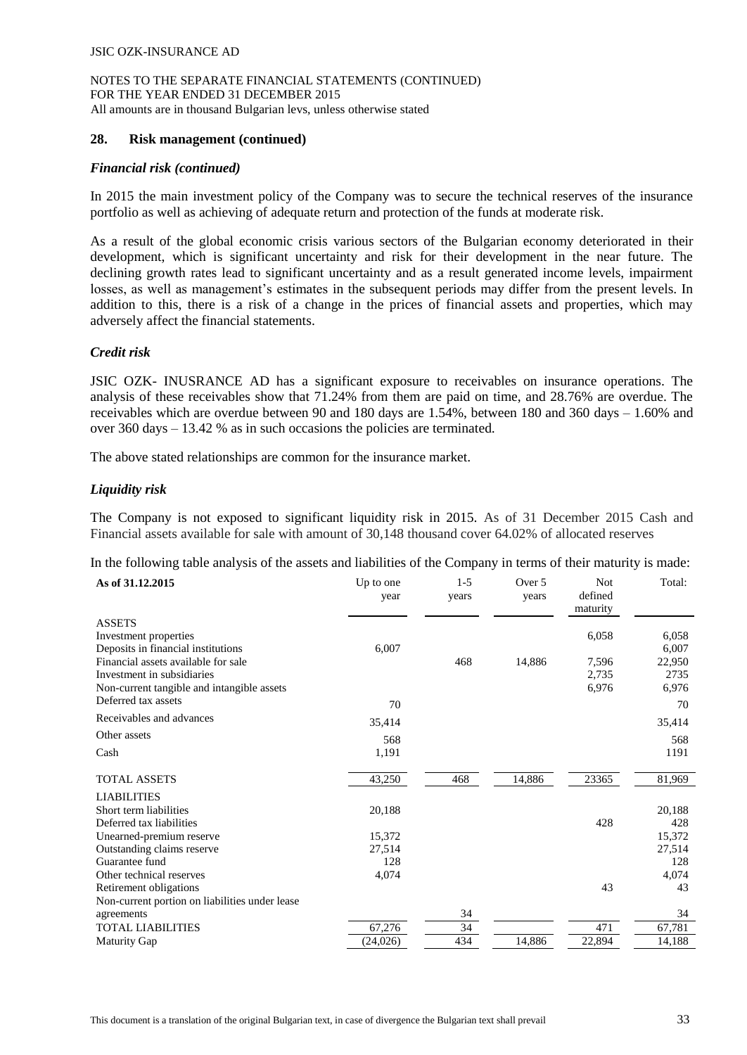## 28. Risk management (continued)

### *Financial risk (continued)*

In 2015 the main investment policy of the Company was to secure the technical reserves of the insurance portfolio as well as achieving of adequate return and protection of the funds at moderate risk.

As a result of the global economic crisis various sectors of the Bulgarian economy deteriorated in their development, which is significant uncertainty and risk for their development in the near future. The declining growth rates lead to significant uncertainty and as a result generated income levels, impairment losses, as well as management's estimates in the subsequent periods may differ from the present levels. In addition to this, there is a risk of a change in the prices of financial assets and properties, which may adversely affect the financial statements.

### *Credit risk*

JSIC OZK- INUSRANCE AD has a significant exposure to receivables on insurance operations. The analysis of these receivables show that 71.24% from them are paid on time, and 28.76% are overdue. The receivables which are overdue between 90 and 180 days are 1.54%, between 180 and 360 days – 1.60% and over 360 days – 13.42 % as in such occasions the policies are terminated.

The above stated relationships are common for the insurance market.

### *Liquidity risk*

The Company is not exposed to significant liquidity risk in 2015. As of 31 December 2015 Cash and Financial assets available for sale with amount of 30,148 thousand cover 64.02% of allocated reserves

In the following table analysis of the assets and liabilities of the Company in terms of their maturity is made:

| As of 31.12.2015 | Up to one year | 1-5 years | Over 5 years | Not defined maturity | Total: |
|---|---|---|---|---|---|
| ASSETS | | | | | |
| Investment properties | | | | 6,058 | 6,058 |
| Deposits in financial institutions | 6,007 | | | | 6,007 |
| Financial assets available for sale | | 468 | 14,886 | 7,596 | 22,950 |
| Investment in subsidiaries | | | | 2,735 | 2735 |
| Non-current tangible and intangible assets | | | | 6,976 | 6,976 |
| Deferred tax assets | 70 | | | | 70 |
| Receivables and advances | 35,414 | | | | 35,414 |
| Other assets | 568 | | | | 568 |
| Cash | 1,191 | | | | 1191 |
| TOTAL ASSETS | 43,250 | 468 | 14,886 | 23365 | 81,969 |
| LIABILITIES | | | | | |
| Short term liabilities | 20,188 | | | | 20,188 |
| Deferred tax liabilities | | | | 428 | 428 |
| Unearned-premium reserve | 15,372 | | | | 15,372 |
| Outstanding claims reserve | 27,514 | | | | 27,514 |
| Guarantee fund | 128 | | | | 128 |
| Other technical reserves | 4,074 | | | | 4,074 |
| Retirement obligations | | | | 43 | 43 |
| Non-current portion on liabilities under lease agreements | | 34 | | | 34 |
| TOTAL LIABILITIES | 67,276 | 34 | | 471 | 67,781 |
| Maturity Gap | (24,026) | 434 | 14,886 | 22,894 | 14,188 |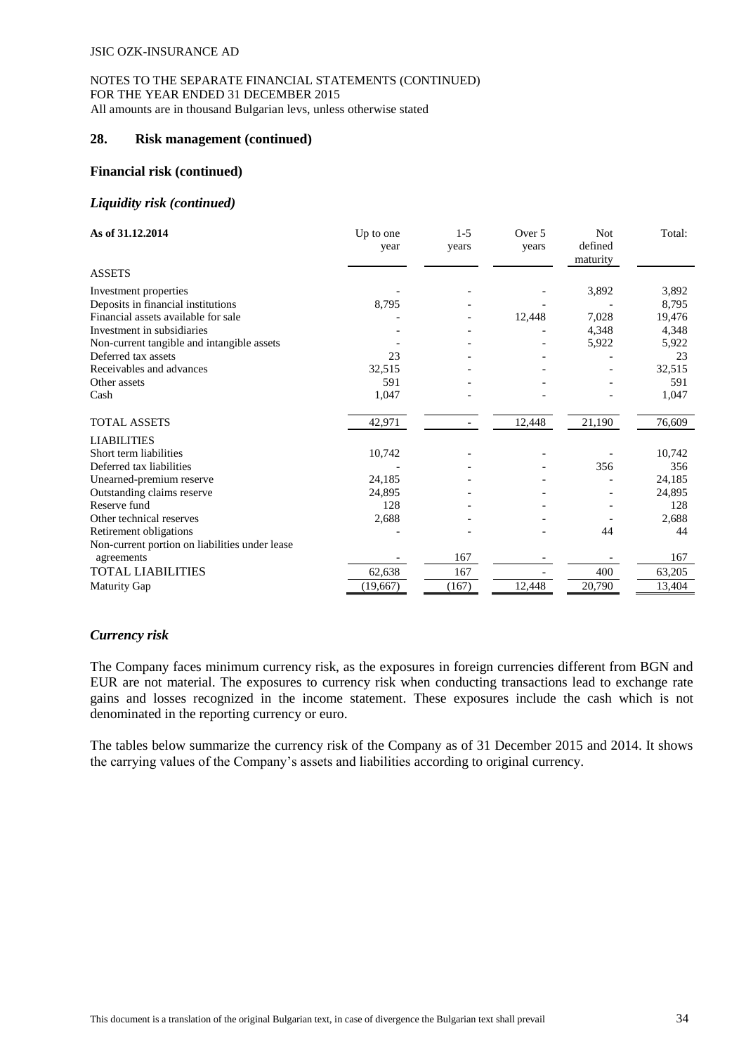JSIC OZK-INSURANCE AD

NOTES TO THE SEPARATE FINANCIAL STATEMENTS (CONTINUED)
FOR THE YEAR ENDED 31 DECEMBER 2015
All amounts are in thousand Bulgarian levs, unless otherwise stated

## 28. Risk management (continued)

### Financial risk (continued)

#### *Liquidity risk (continued)*

| **As of 31.12.2014** | Up to one year | 1-5 years | Over 5 years | Not defined maturity | Total: |
|---|---|---|---|---|---|
| ASSETS | | | | | |
| Investment properties | - | - | - | 3,892 | 3,892 |
| Deposits in financial institutions | 8,795 | - | - | - | 8,795 |
| Financial assets available for sale | - | - | 12,448 | 7,028 | 19,476 |
| Investment in subsidiaries | - | - | - | 4,348 | 4,348 |
| Non-current tangible and intangible assets | - | - | - | 5,922 | 5,922 |
| Deferred tax assets | 23 | - | - | - | 23 |
| Receivables and advances | 32,515 | - | - | - | 32,515 |
| Other assets | 591 | - | - | - | 591 |
| Cash | 1,047 | - | - | - | 1,047 |
| TOTAL ASSETS | 42,971 | - | 12,448 | 21,190 | 76,609 |
| LIABILITIES | | | | | |
| Short term liabilities | 10,742 | - | - | - | 10,742 |
| Deferred tax liabilities | - | - | - | 356 | 356 |
| Unearned-premium reserve | 24,185 | - | - | - | 24,185 |
| Outstanding claims reserve | 24,895 | - | - | - | 24,895 |
| Reserve fund | 128 | - | - | - | 128 |
| Other technical reserves | 2,688 | - | - | - | 2,688 |
| Retirement obligations | - | - | - | 44 | 44 |
| Non-current portion on liabilities under lease agreements | - | 167 | - | - | 167 |
| TOTAL LIABILITIES | 62,638 | 167 | - | 400 | 63,205 |
| Maturity Gap | (19,667) | (167) | 12,448 | 20,790 | 13,404 |

#### *Currency risk*

The Company faces minimum currency risk, as the exposures in foreign currencies different from BGN and EUR are not material. The exposures to currency risk when conducting transactions lead to exchange rate gains and losses recognized in the income statement. These exposures include the cash which is not denominated in the reporting currency or euro.

The tables below summarize the currency risk of the Company as of 31 December 2015 and 2014. It shows the carrying values of the Company's assets and liabilities according to original currency.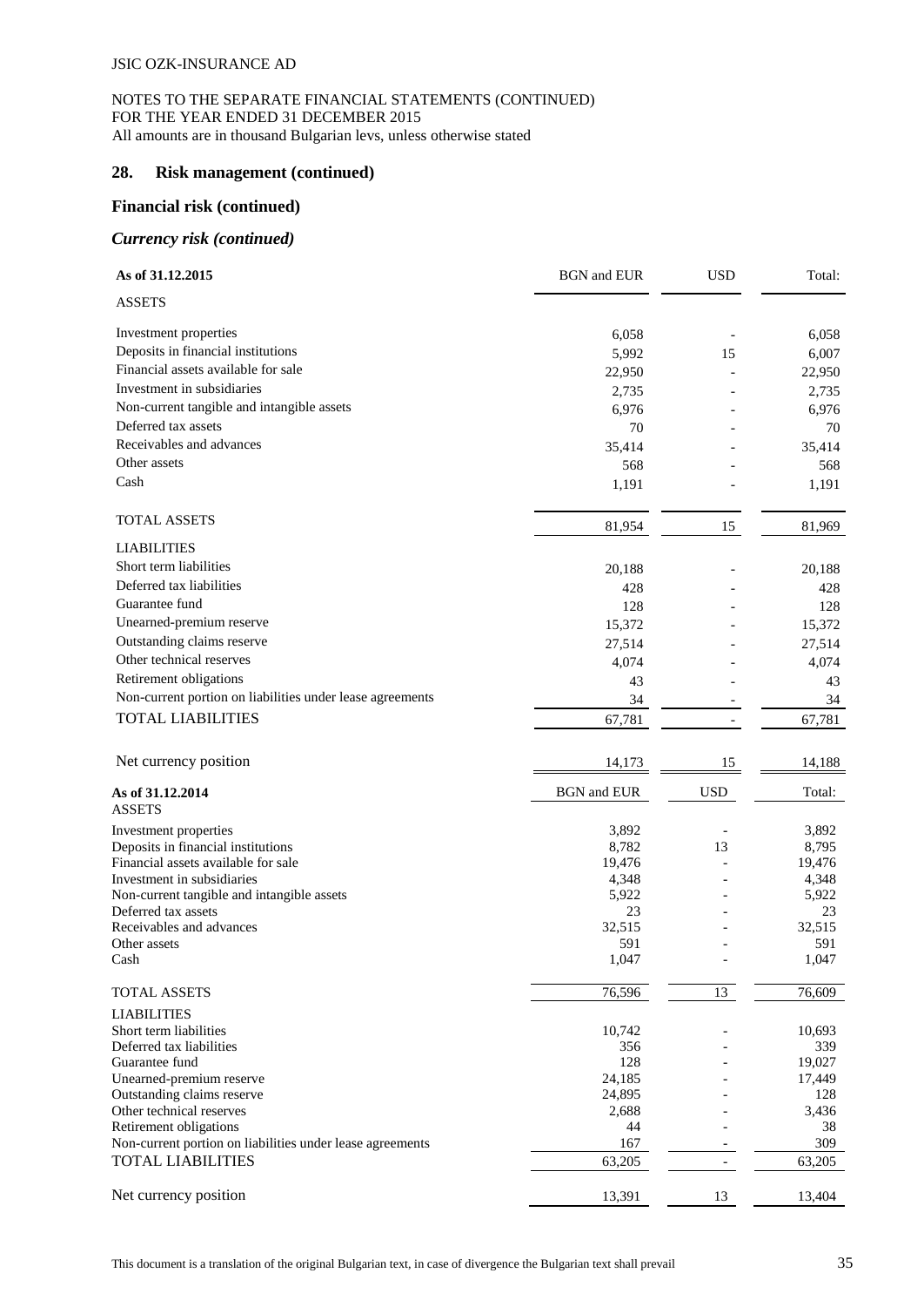## 28. Risk management (continued)

## Financial risk (continued)

### *Currency risk (continued)*

| As of 31.12.2015 | BGN and EUR | USD | Total: |
|---|---|---|---|
| ASSETS | | | |
| Investment properties | 6,058 | - | 6,058 |
| Deposits in financial institutions | 5,992 | 15 | 6,007 |
| Financial assets available for sale | 22,950 | - | 22,950 |
| Investment in subsidiaries | 2,735 | - | 2,735 |
| Non-current tangible and intangible assets | 6,976 | - | 6,976 |
| Deferred tax assets | 70 | - | 70 |
| Receivables and advances | 35,414 | - | 35,414 |
| Other assets | 568 | - | 568 |
| Cash | 1,191 | - | 1,191 |
| TOTAL ASSETS | 81,954 | 15 | 81,969 |
| LIABILITIES | | | |
| Short term liabilities | 20,188 | - | 20,188 |
| Deferred tax liabilities | 428 | - | 428 |
| Guarantee fund | 128 | - | 128 |
| Unearned-premium reserve | 15,372 | - | 15,372 |
| Outstanding claims reserve | 27,514 | - | 27,514 |
| Other technical reserves | 4,074 | - | 4,074 |
| Retirement obligations | 43 | - | 43 |
| Non-current portion on liabilities under lease agreements | 34 | - | 34 |
| TOTAL LIABILITIES | 67,781 | - | 67,781 |
| Net currency position | 14,173 | 15 | 14,188 |

| As of 31.12.2014 | BGN and EUR | USD | Total: |
|---|---|---|---|
| ASSETS | | | |
| Investment properties | 3,892 | - | 3,892 |
| Deposits in financial institutions | 8,782 | 13 | 8,795 |
| Financial assets available for sale | 19,476 | - | 19,476 |
| Investment in subsidiaries | 4,348 | - | 4,348 |
| Non-current tangible and intangible assets | 5,922 | - | 5,922 |
| Deferred tax assets | 23 | - | 23 |
| Receivables and advances | 32,515 | - | 32,515 |
| Other assets | 591 | - | 591 |
| Cash | 1,047 | - | 1,047 |
| TOTAL ASSETS | 76,596 | 13 | 76,609 |
| LIABILITIES | | | |
| Short term liabilities | 10,742 | - | 10,693 |
| Deferred tax liabilities | 356 | - | 339 |
| Guarantee fund | 128 | - | 19,027 |
| Unearned-premium reserve | 24,185 | - | 17,449 |
| Outstanding claims reserve | 24,895 | - | 128 |
| Other technical reserves | 2,688 | - | 3,436 |
| Retirement obligations | 44 | - | 38 |
| Non-current portion on liabilities under lease agreements | 167 | - | 309 |
| TOTAL LIABILITIES | 63,205 | - | 63,205 |
| Net currency position | 13,391 | 13 | 13,404 |

This document is a translation of the original Bulgarian text, in case of divergence the Bulgarian text shall prevail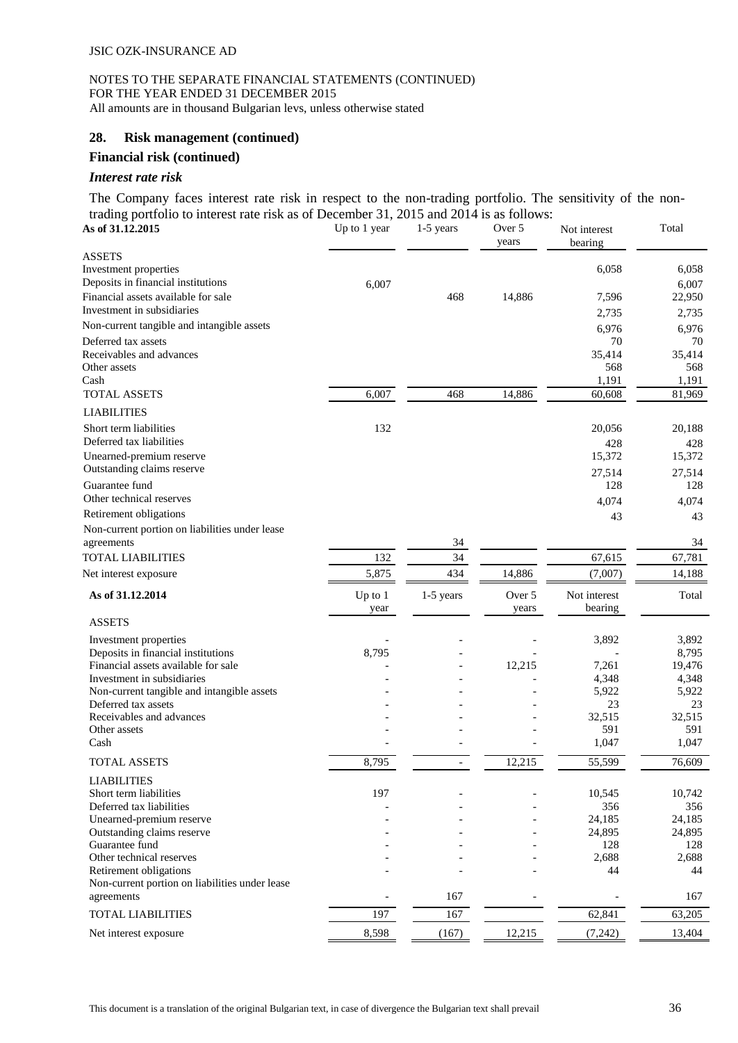JSIC OZK-INSURANCE AD

NOTES TO THE SEPARATE FINANCIAL STATEMENTS (CONTINUED)
FOR THE YEAR ENDED 31 DECEMBER 2015
All amounts are in thousand Bulgarian levs, unless otherwise stated

## 28. Risk management (continued)

### Financial risk (continued)

#### *Interest rate risk*

The Company faces interest rate risk in respect to the non-trading portfolio. The sensitivity of the non-trading portfolio to interest rate risk as of December 31, 2015 and 2014 is as follows:

| **As of 31.12.2015** | Up to 1 year | 1-5 years | Over 5 years | Not interest bearing | Total |
|---|---|---|---|---|---|
| ASSETS | | | | | |
| Investment properties | | | | 6,058 | 6,058 |
| Deposits in financial institutions | 6,007 | | | | 6,007 |
| Financial assets available for sale | | 468 | 14,886 | 7,596 | 22,950 |
| Investment in subsidiaries | | | | 2,735 | 2,735 |
| Non-current tangible and intangible assets | | | | 6,976 | 6,976 |
| Deferred tax assets | | | | 70 | 70 |
| Receivables and advances | | | | 35,414 | 35,414 |
| Other assets | | | | 568 | 568 |
| Cash | | | | 1,191 | 1,191 |
| TOTAL ASSETS | 6,007 | 468 | 14,886 | 60,608 | 81,969 |
| LIABILITIES | | | | | |
| Short term liabilities | 132 | | | 20,056 | 20,188 |
| Deferred tax liabilities | | | | 428 | 428 |
| Unearned-premium reserve | | | | 15,372 | 15,372 |
| Outstanding claims reserve | | | | 27,514 | 27,514 |
| Guarantee fund | | | | 128 | 128 |
| Other technical reserves | | | | 4,074 | 4,074 |
| Retirement obligations | | | | 43 | 43 |
| Non-current portion on liabilities under lease agreements | | 34 | | | 34 |
| TOTAL LIABILITIES | 132 | 34 | | 67,615 | 67,781 |
| Net interest exposure | 5,875 | 434 | 14,886 | (7,007) | 14,188 |

| **As of 31.12.2014** | Up to 1 year | 1-5 years | Over 5 years | Not interest bearing | Total |
|---|---|---|---|---|---|
| ASSETS | | | | | |
| Investment properties | - | - | - | 3,892 | 3,892 |
| Deposits in financial institutions | 8,795 | - | - | - | 8,795 |
| Financial assets available for sale | - | - | 12,215 | 7,261 | 19,476 |
| Investment in subsidiaries | - | - | - | 4,348 | 4,348 |
| Non-current tangible and intangible assets | - | - | - | 5,922 | 5,922 |
| Deferred tax assets | - | - | - | 23 | 23 |
| Receivables and advances | - | - | - | 32,515 | 32,515 |
| Other assets | - | - | - | 591 | 591 |
| Cash | - | - | - | 1,047 | 1,047 |
| TOTAL ASSETS | 8,795 | - | 12,215 | 55,599 | 76,609 |
| LIABILITIES | | | | | |
| Short term liabilities | 197 | - | - | 10,545 | 10,742 |
| Deferred tax liabilities | - | - | - | 356 | 356 |
| Unearned-premium reserve | - | - | - | 24,185 | 24,185 |
| Outstanding claims reserve | - | - | - | 24,895 | 24,895 |
| Guarantee fund | - | - | - | 128 | 128 |
| Other technical reserves | - | - | - | 2,688 | 2,688 |
| Retirement obligations | - | - | - | 44 | 44 |
| Non-current portion on liabilities under lease agreements | - | 167 | - | - | 167 |
| TOTAL LIABILITIES | 197 | 167 | | 62,841 | 63,205 |
| Net interest exposure | 8,598 | (167) | 12,215 | (7,242) | 13,404 |

This document is a translation of the original Bulgarian text, in case of divergence the Bulgarian text shall prevail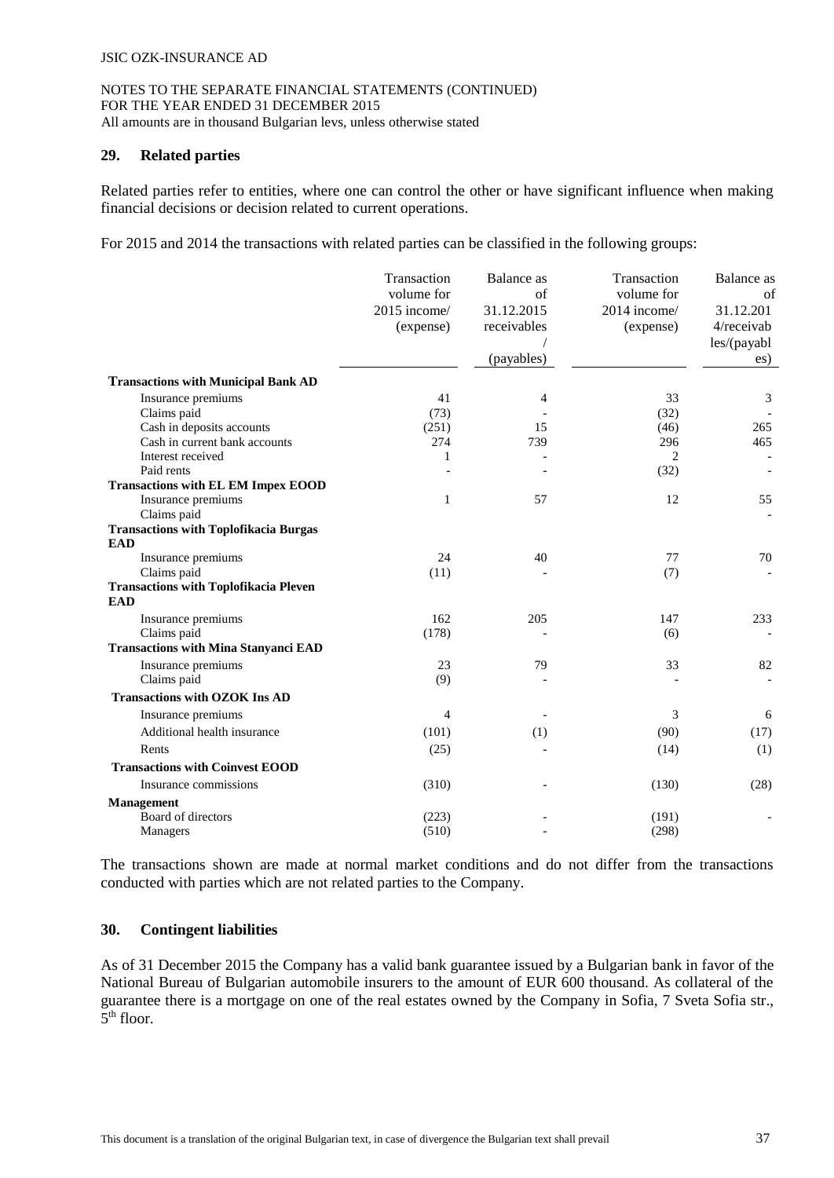## 29. Related parties

Related parties refer to entities, where one can control the other or have significant influence when making financial decisions or decision related to current operations.

For 2015 and 2014 the transactions with related parties can be classified in the following groups:

| | Transaction volume for 2015 income/ (expense) | Balance as of 31.12.2015 receivables / (payables) | Transaction volume for 2014 income/ (expense) | Balance as of 31.12.2014/receivables/(payables) |
|---|---|---|---|---|
| **Transactions with Municipal Bank AD** | | | | |
| Insurance premiums | 41 | 4 | 33 | 3 |
| Claims paid | (73) | - | (32) | - |
| Cash in deposits accounts | (251) | 15 | (46) | 265 |
| Cash in current bank accounts | 274 | 739 | 296 | 465 |
| Interest received | 1 | - | 2 | - |
| Paid rents | - | - | (32) | - |
| **Transactions with EL EM Impex EOOD** | | | | |
| Insurance premiums | 1 | 57 | 12 | 55 |
| Claims paid | | | | - |
| **Transactions with Toplofikacia Burgas EAD** | | | | |
| Insurance premiums | 24 | 40 | 77 | 70 |
| Claims paid | (11) | - | (7) | - |
| **Transactions with Toplofikacia Pleven EAD** | | | | |
| Insurance premiums | 162 | 205 | 147 | 233 |
| Claims paid | (178) | - | (6) | - |
| **Transactions with Mina Stanyanci EAD** | | | | |
| Insurance premiums | 23 | 79 | 33 | 82 |
| Claims paid | (9) | - | - | - |
| **Transactions with OZOK Ins AD** | | | | |
| Insurance premiums | 4 | - | 3 | 6 |
| Additional health insurance | (101) | (1) | (90) | (17) |
| Rents | (25) | - | (14) | (1) |
| **Transactions with Coinvest EOOD** | | | | |
| Insurance commissions | (310) | - | (130) | (28) |
| **Management** | | | | |
| Board of directors | (223) | - | (191) | - |
| Managers | (510) | - | (298) | |

The transactions shown are made at normal market conditions and do not differ from the transactions conducted with parties which are not related parties to the Company.

## 30. Contingent liabilities

As of 31 December 2015 the Company has a valid bank guarantee issued by a Bulgarian bank in favor of the National Bureau of Bulgarian automobile insurers to the amount of EUR 600 thousand. As collateral of the guarantee there is a mortgage on one of the real estates owned by the Company in Sofia, 7 Sveta Sofia str., 5th floor.